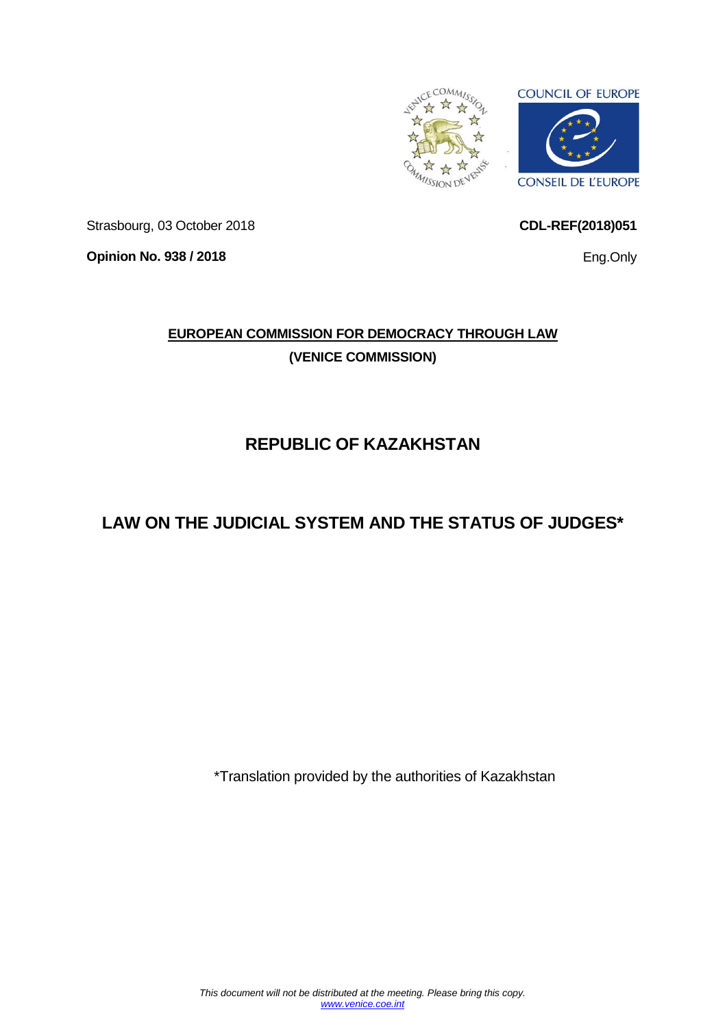COUNCIL OF EUROPE

CONSEIL DE L'EUROPE

Strasbourg, 03 October 2018

**CDL-REF(2018)051**

**Opinion No. 938 / 2018**

Eng.Only

**EUROPEAN COMMISSION FOR DEMOCRACY THROUGH LAW**

**(VENICE COMMISSION)**

# REPUBLIC OF KAZAKHSTAN

# LAW ON THE JUDICIAL SYSTEM AND THE STATUS OF JUDGES*

*Translation provided by the authorities of Kazakhstan

*This document will not be distributed at the meeting. Please bring this copy.*
*www.venice.coe.int*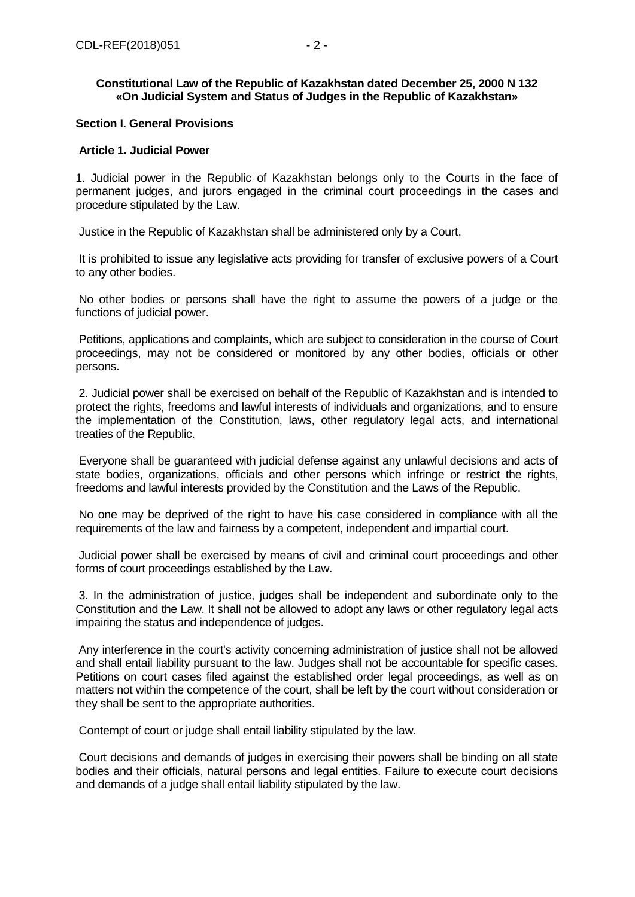**Constitutional Law of the Republic of Kazakhstan dated December 25, 2000 N 132 «On Judicial System and Status of Judges in the Republic of Kazakhstan»**

## Section I. General Provisions

### Article 1. Judicial Power

1. Judicial power in the Republic of Kazakhstan belongs only to the Courts in the face of permanent judges, and jurors engaged in the criminal court proceedings in the cases and procedure stipulated by the Law.

Justice in the Republic of Kazakhstan shall be administered only by a Court.

It is prohibited to issue any legislative acts providing for transfer of exclusive powers of a Court to any other bodies.

No other bodies or persons shall have the right to assume the powers of a judge or the functions of judicial power.

Petitions, applications and complaints, which are subject to consideration in the course of Court proceedings, may not be considered or monitored by any other bodies, officials or other persons.

2. Judicial power shall be exercised on behalf of the Republic of Kazakhstan and is intended to protect the rights, freedoms and lawful interests of individuals and organizations, and to ensure the implementation of the Constitution, laws, other regulatory legal acts, and international treaties of the Republic.

Everyone shall be guaranteed with judicial defense against any unlawful decisions and acts of state bodies, organizations, officials and other persons which infringe or restrict the rights, freedoms and lawful interests provided by the Constitution and the Laws of the Republic.

No one may be deprived of the right to have his case considered in compliance with all the requirements of the law and fairness by a competent, independent and impartial court.

Judicial power shall be exercised by means of civil and criminal court proceedings and other forms of court proceedings established by the Law.

3. In the administration of justice, judges shall be independent and subordinate only to the Constitution and the Law. It shall not be allowed to adopt any laws or other regulatory legal acts impairing the status and independence of judges.

Any interference in the court's activity concerning administration of justice shall not be allowed and shall entail liability pursuant to the law. Judges shall not be accountable for specific cases. Petitions on court cases filed against the established order legal proceedings, as well as on matters not within the competence of the court, shall be left by the court without consideration or they shall be sent to the appropriate authorities.

Contempt of court or judge shall entail liability stipulated by the law.

Court decisions and demands of judges in exercising their powers shall be binding on all state bodies and their officials, natural persons and legal entities. Failure to execute court decisions and demands of a judge shall entail liability stipulated by the law.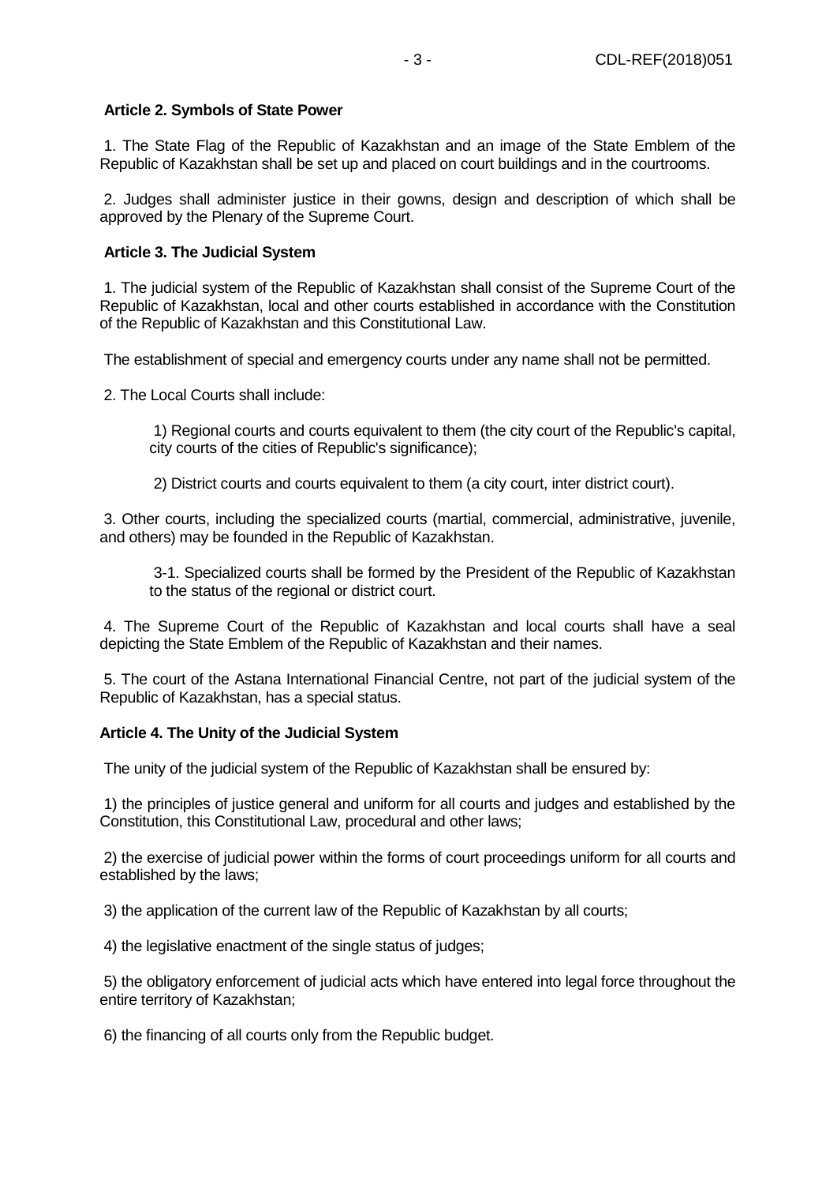**Article 2. Symbols of State Power**

1. The State Flag of the Republic of Kazakhstan and an image of the State Emblem of the Republic of Kazakhstan shall be set up and placed on court buildings and in the courtrooms.

2. Judges shall administer justice in their gowns, design and description of which shall be approved by the Plenary of the Supreme Court.

**Article 3. The Judicial System**

1. The judicial system of the Republic of Kazakhstan shall consist of the Supreme Court of the Republic of Kazakhstan, local and other courts established in accordance with the Constitution of the Republic of Kazakhstan and this Constitutional Law.

The establishment of special and emergency courts under any name shall not be permitted.

2. The Local Courts shall include:

1) Regional courts and courts equivalent to them (the city court of the Republic's capital, city courts of the cities of Republic's significance);

2) District courts and courts equivalent to them (a city court, inter district court).

3. Other courts, including the specialized courts (martial, commercial, administrative, juvenile, and others) may be founded in the Republic of Kazakhstan.

3-1. Specialized courts shall be formed by the President of the Republic of Kazakhstan to the status of the regional or district court.

4. The Supreme Court of the Republic of Kazakhstan and local courts shall have a seal depicting the State Emblem of the Republic of Kazakhstan and their names.

5. The court of the Astana International Financial Centre, not part of the judicial system of the Republic of Kazakhstan, has a special status.

**Article 4. The Unity of the Judicial System**

The unity of the judicial system of the Republic of Kazakhstan shall be ensured by:

1) the principles of justice general and uniform for all courts and judges and established by the Constitution, this Constitutional Law, procedural and other laws;

2) the exercise of judicial power within the forms of court proceedings uniform for all courts and established by the laws;

3) the application of the current law of the Republic of Kazakhstan by all courts;

4) the legislative enactment of the single status of judges;

5) the obligatory enforcement of judicial acts which have entered into legal force throughout the entire territory of Kazakhstan;

6) the financing of all courts only from the Republic budget.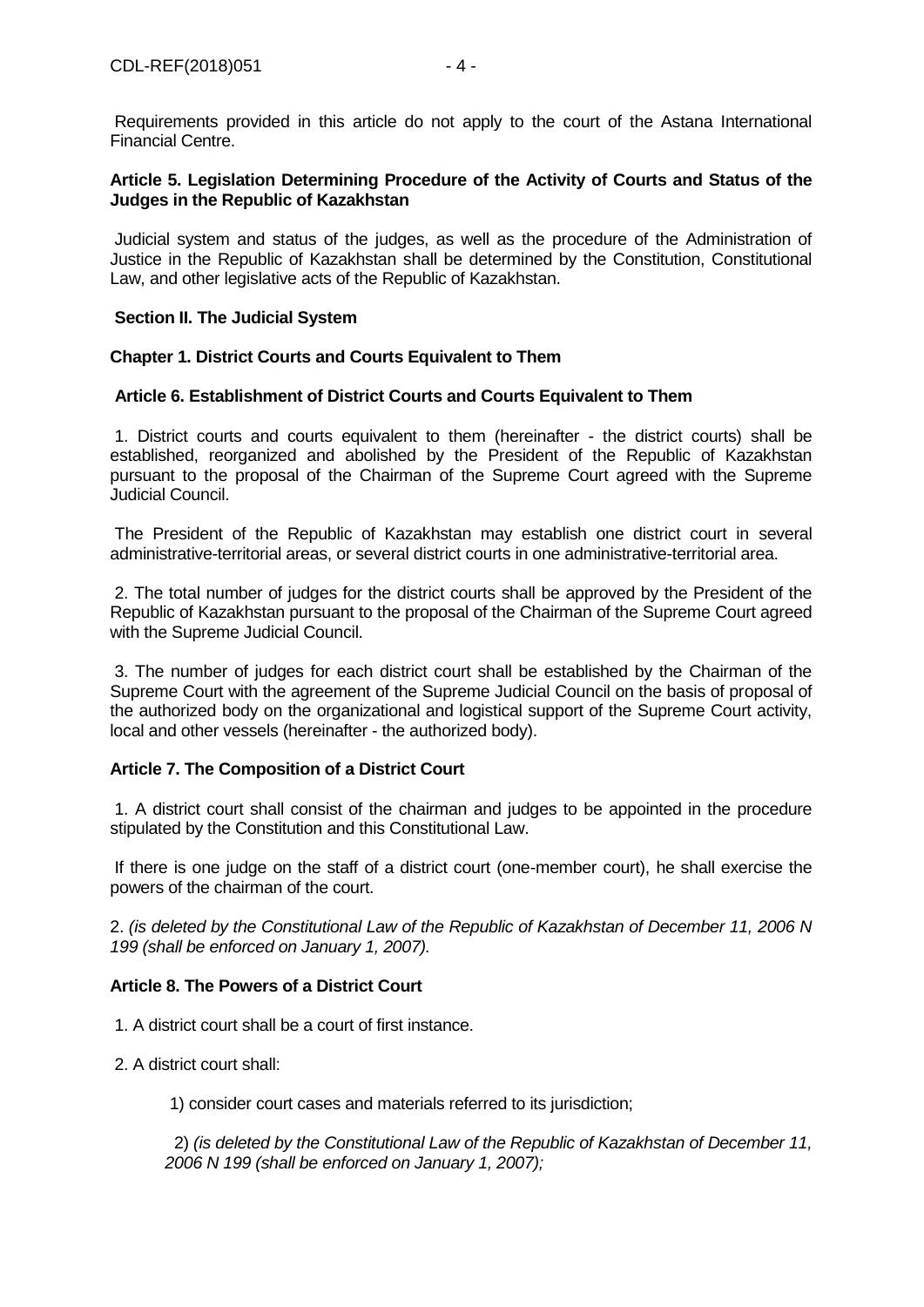Requirements provided in this article do not apply to the court of the Astana International Financial Centre.

**Article 5. Legislation Determining Procedure of the Activity of Courts and Status of the Judges in the Republic of Kazakhstan**

Judicial system and status of the judges, as well as the procedure of the Administration of Justice in the Republic of Kazakhstan shall be determined by the Constitution, Constitutional Law, and other legislative acts of the Republic of Kazakhstan.

## Section II. The Judicial System

### Chapter 1. District Courts and Courts Equivalent to Them

**Article 6. Establishment of District Courts and Courts Equivalent to Them**

1. District courts and courts equivalent to them (hereinafter - the district courts) shall be established, reorganized and abolished by the President of the Republic of Kazakhstan pursuant to the proposal of the Chairman of the Supreme Court agreed with the Supreme Judicial Council.

The President of the Republic of Kazakhstan may establish one district court in several administrative-territorial areas, or several district courts in one administrative-territorial area.

2. The total number of judges for the district courts shall be approved by the President of the Republic of Kazakhstan pursuant to the proposal of the Chairman of the Supreme Court agreed with the Supreme Judicial Council.

3. The number of judges for each district court shall be established by the Chairman of the Supreme Court with the agreement of the Supreme Judicial Council on the basis of proposal of the authorized body on the organizational and logistical support of the Supreme Court activity, local and other vessels (hereinafter - the authorized body).

**Article 7. The Composition of a District Court**

1. A district court shall consist of the chairman and judges to be appointed in the procedure stipulated by the Constitution and this Constitutional Law.

If there is one judge on the staff of a district court (one-member court), he shall exercise the powers of the chairman of the court.

2. *(is deleted by the Constitutional Law of the Republic of Kazakhstan of December 11, 2006 N 199 (shall be enforced on January 1, 2007).*

**Article 8. The Powers of a District Court**

1. A district court shall be a court of first instance.

2. A district court shall:

1) consider court cases and materials referred to its jurisdiction;

2) *(is deleted by the Constitutional Law of the Republic of Kazakhstan of December 11, 2006 N 199 (shall be enforced on January 1, 2007);*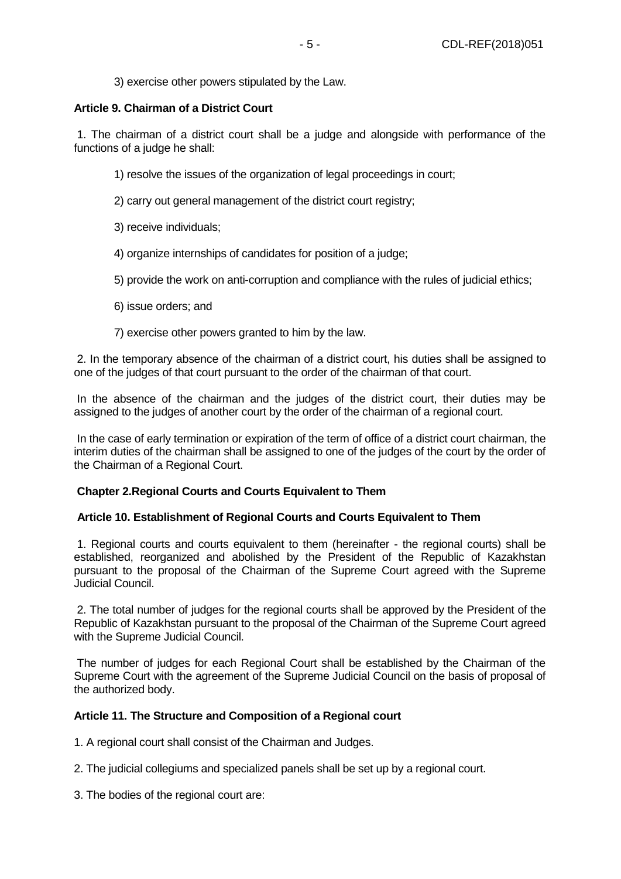3) exercise other powers stipulated by the Law.

**Article 9. Chairman of a District Court**

1. The chairman of a district court shall be a judge and alongside with performance of the functions of a judge he shall:

1) resolve the issues of the organization of legal proceedings in court;

2) carry out general management of the district court registry;

3) receive individuals;

4) organize internships of candidates for position of a judge;

5) provide the work on anti-corruption and compliance with the rules of judicial ethics;

6) issue orders; and

7) exercise other powers granted to him by the law.

2. In the temporary absence of the chairman of a district court, his duties shall be assigned to one of the judges of that court pursuant to the order of the chairman of that court.

In the absence of the chairman and the judges of the district court, their duties may be assigned to the judges of another court by the order of the chairman of a regional court.

In the case of early termination or expiration of the term of office of a district court chairman, the interim duties of the chairman shall be assigned to one of the judges of the court by the order of the Chairman of a Regional Court.

**Chapter 2.Regional Courts and Courts Equivalent to Them**

**Article 10. Establishment of Regional Courts and Courts Equivalent to Them**

1. Regional courts and courts equivalent to them (hereinafter - the regional courts) shall be established, reorganized and abolished by the President of the Republic of Kazakhstan pursuant to the proposal of the Chairman of the Supreme Court agreed with the Supreme Judicial Council.

2. The total number of judges for the regional courts shall be approved by the President of the Republic of Kazakhstan pursuant to the proposal of the Chairman of the Supreme Court agreed with the Supreme Judicial Council.

The number of judges for each Regional Court shall be established by the Chairman of the Supreme Court with the agreement of the Supreme Judicial Council on the basis of proposal of the authorized body.

**Article 11. The Structure and Composition of a Regional court**

1. A regional court shall consist of the Chairman and Judges.

2. The judicial collegiums and specialized panels shall be set up by a regional court.

3. The bodies of the regional court are: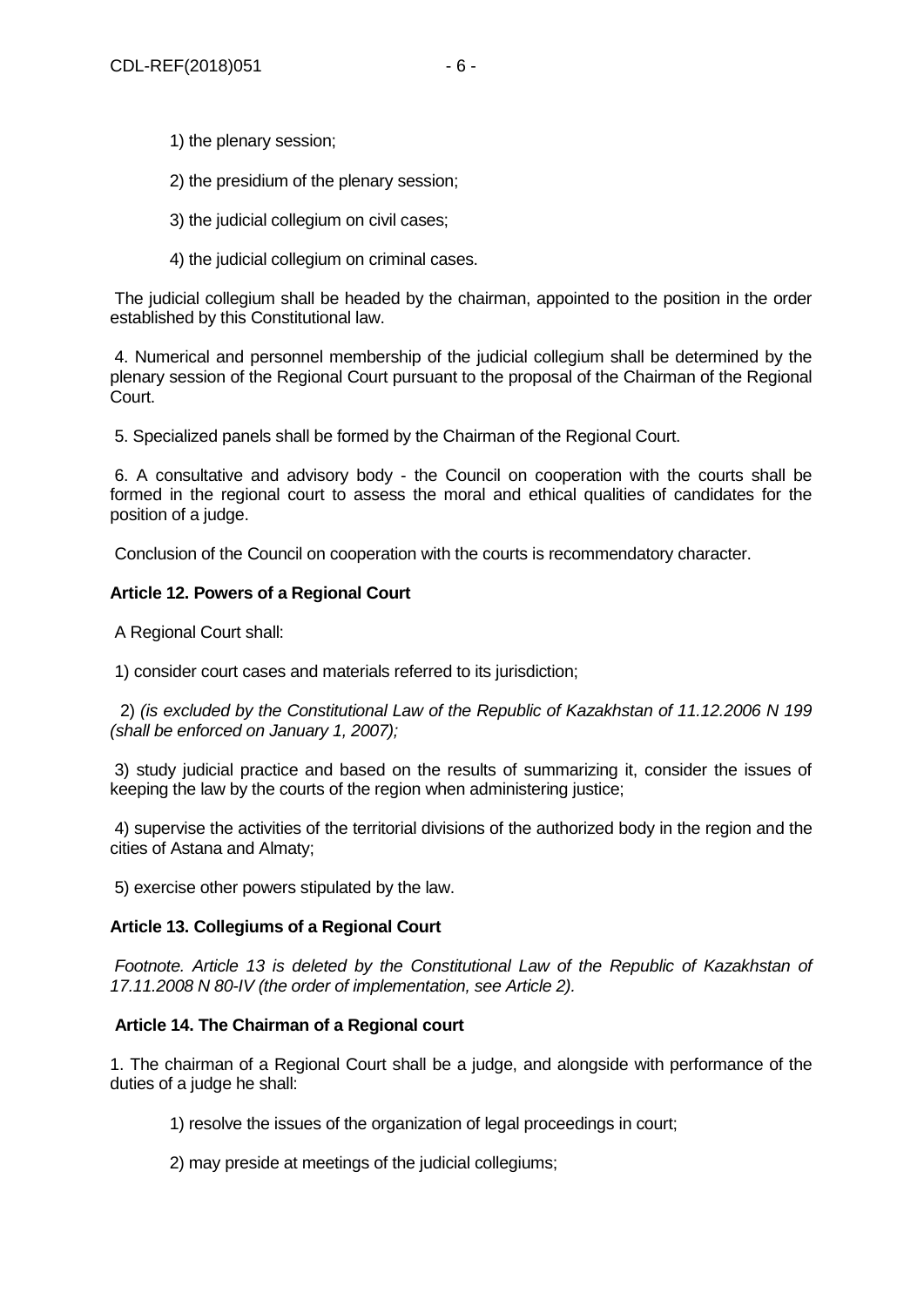1) the plenary session;

2) the presidium of the plenary session;

3) the judicial collegium on civil cases;

4) the judicial collegium on criminal cases.

The judicial collegium shall be headed by the chairman, appointed to the position in the order established by this Constitutional law.

4. Numerical and personnel membership of the judicial collegium shall be determined by the plenary session of the Regional Court pursuant to the proposal of the Chairman of the Regional Court.

5. Specialized panels shall be formed by the Chairman of the Regional Court.

6. A consultative and advisory body - the Council on cooperation with the courts shall be formed in the regional court to assess the moral and ethical qualities of candidates for the position of a judge.

Conclusion of the Council on cooperation with the courts is recommendatory character.

**Article 12. Powers of a Regional Court**

A Regional Court shall:

1) consider court cases and materials referred to its jurisdiction;

2) *(is excluded by the Constitutional Law of the Republic of Kazakhstan of 11.12.2006 N 199 (shall be enforced on January 1, 2007);*

3) study judicial practice and based on the results of summarizing it, consider the issues of keeping the law by the courts of the region when administering justice;

4) supervise the activities of the territorial divisions of the authorized body in the region and the cities of Astana and Almaty;

5) exercise other powers stipulated by the law.

**Article 13. Collegiums of a Regional Court**

*Footnote. Article 13 is deleted by the Constitutional Law of the Republic of Kazakhstan of 17.11.2008 N 80-IV (the order of implementation, see Article 2).*

**Article 14. The Chairman of a Regional court**

1. The chairman of a Regional Court shall be a judge, and alongside with performance of the duties of a judge he shall:

1) resolve the issues of the organization of legal proceedings in court;

2) may preside at meetings of the judicial collegiums;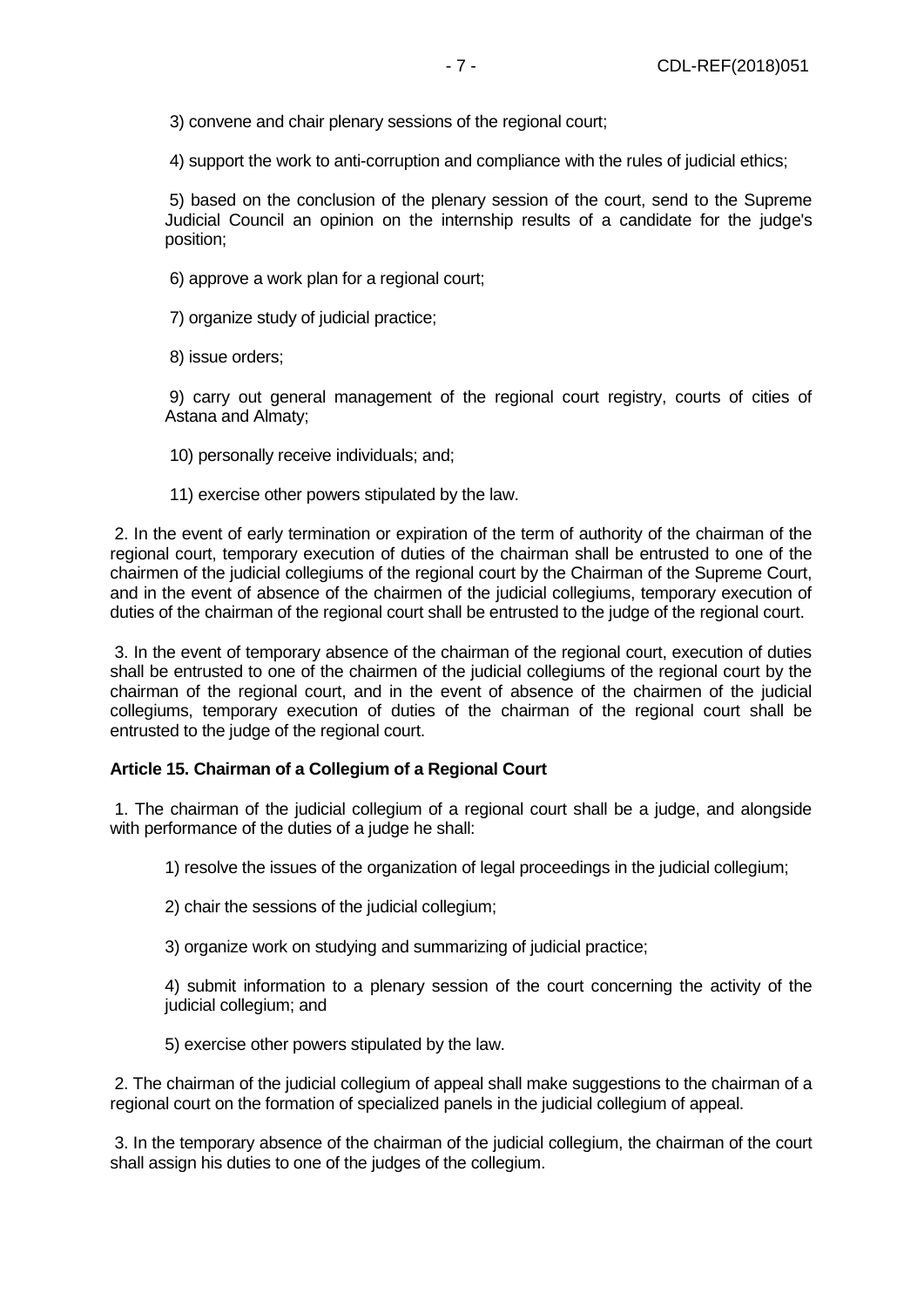3) convene and chair plenary sessions of the regional court;

4) support the work to anti-corruption and compliance with the rules of judicial ethics;

5) based on the conclusion of the plenary session of the court, send to the Supreme Judicial Council an opinion on the internship results of a candidate for the judge's position;

6) approve a work plan for a regional court;

7) organize study of judicial practice;

8) issue orders;

9) carry out general management of the regional court registry, courts of cities of Astana and Almaty;

10) personally receive individuals; and;

11) exercise other powers stipulated by the law.

2. In the event of early termination or expiration of the term of authority of the chairman of the regional court, temporary execution of duties of the chairman shall be entrusted to one of the chairmen of the judicial collegiums of the regional court by the Chairman of the Supreme Court, and in the event of absence of the chairmen of the judicial collegiums, temporary execution of duties of the chairman of the regional court shall be entrusted to the judge of the regional court.

3. In the event of temporary absence of the chairman of the regional court, execution of duties shall be entrusted to one of the chairmen of the judicial collegiums of the regional court by the chairman of the regional court, and in the event of absence of the chairmen of the judicial collegiums, temporary execution of duties of the chairman of the regional court shall be entrusted to the judge of the regional court.

**Article 15. Chairman of a Collegium of a Regional Court**

1. The chairman of the judicial collegium of a regional court shall be a judge, and alongside with performance of the duties of a judge he shall:

1) resolve the issues of the organization of legal proceedings in the judicial collegium;

2) chair the sessions of the judicial collegium;

3) organize work on studying and summarizing of judicial practice;

4) submit information to a plenary session of the court concerning the activity of the judicial collegium; and

5) exercise other powers stipulated by the law.

2. The chairman of the judicial collegium of appeal shall make suggestions to the chairman of a regional court on the formation of specialized panels in the judicial collegium of appeal.

3. In the temporary absence of the chairman of the judicial collegium, the chairman of the court shall assign his duties to one of the judges of the collegium.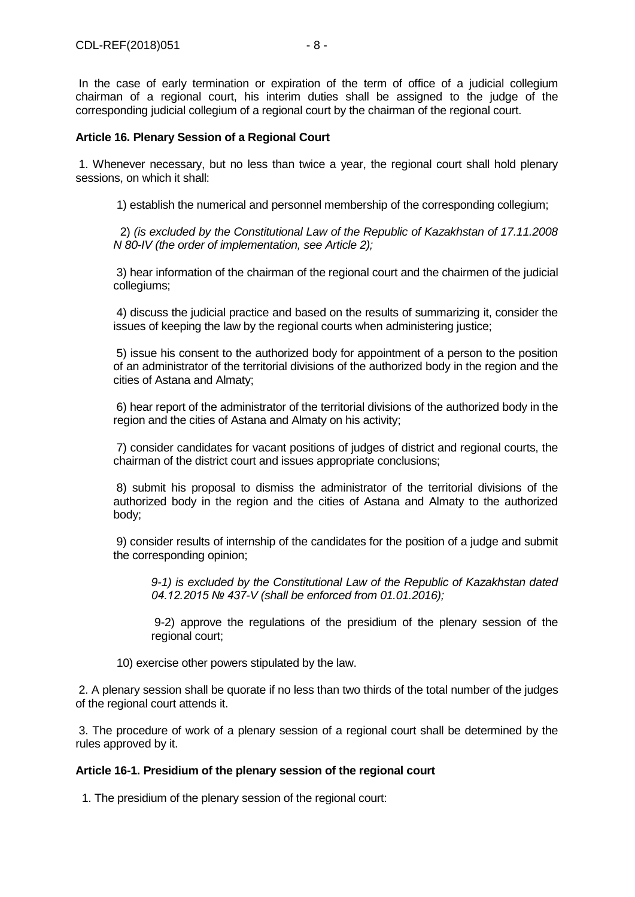In the case of early termination or expiration of the term of office of a judicial collegium chairman of a regional court, his interim duties shall be assigned to the judge of the corresponding judicial collegium of a regional court by the chairman of the regional court.

**Article 16. Plenary Session of a Regional Court**

1. Whenever necessary, but no less than twice a year, the regional court shall hold plenary sessions, on which it shall:

1) establish the numerical and personnel membership of the corresponding collegium;

2) *(is excluded by the Constitutional Law of the Republic of Kazakhstan of 17.11.2008 N 80-IV (the order of implementation, see Article 2);*

3) hear information of the chairman of the regional court and the chairmen of the judicial collegiums;

4) discuss the judicial practice and based on the results of summarizing it, consider the issues of keeping the law by the regional courts when administering justice;

5) issue his consent to the authorized body for appointment of a person to the position of an administrator of the territorial divisions of the authorized body in the region and the cities of Astana and Almaty;

6) hear report of the administrator of the territorial divisions of the authorized body in the region and the cities of Astana and Almaty on his activity;

7) consider candidates for vacant positions of judges of district and regional courts, the chairman of the district court and issues appropriate conclusions;

8) submit his proposal to dismiss the administrator of the territorial divisions of the authorized body in the region and the cities of Astana and Almaty to the authorized body;

9) consider results of internship of the candidates for the position of a judge and submit the corresponding opinion;

*9-1) is excluded by the Constitutional Law of the Republic of Kazakhstan dated 04.12.2015 № 437-V (shall be enforced from 01.01.2016);*

9-2) approve the regulations of the presidium of the plenary session of the regional court;

10) exercise other powers stipulated by the law.

2. A plenary session shall be quorate if no less than two thirds of the total number of the judges of the regional court attends it.

3. The procedure of work of a plenary session of a regional court shall be determined by the rules approved by it.

**Article 16-1. Presidium of the plenary session of the regional court**

1. The presidium of the plenary session of the regional court: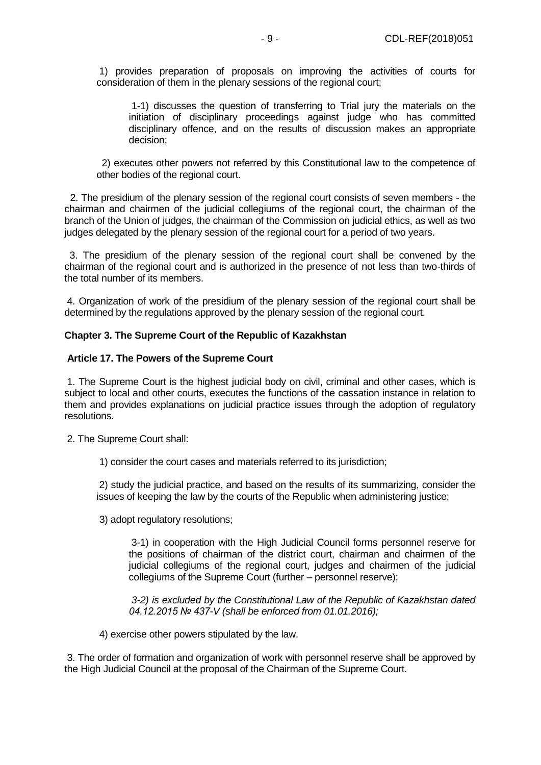1) provides preparation of proposals on improving the activities of courts for consideration of them in the plenary sessions of the regional court;

1-1) discusses the question of transferring to Trial jury the materials on the initiation of disciplinary proceedings against judge who has committed disciplinary offence, and on the results of discussion makes an appropriate decision;

2) executes other powers not referred by this Constitutional law to the competence of other bodies of the regional court.

2. The presidium of the plenary session of the regional court consists of seven members - the chairman and chairmen of the judicial collegiums of the regional court, the chairman of the branch of the Union of judges, the chairman of the Commission on judicial ethics, as well as two judges delegated by the plenary session of the regional court for a period of two years.

3. The presidium of the plenary session of the regional court shall be convened by the chairman of the regional court and is authorized in the presence of not less than two-thirds of the total number of its members.

4. Organization of work of the presidium of the plenary session of the regional court shall be determined by the regulations approved by the plenary session of the regional court.

## Chapter 3. The Supreme Court of the Republic of Kazakhstan

### Article 17. The Powers of the Supreme Court

1. The Supreme Court is the highest judicial body on civil, criminal and other cases, which is subject to local and other courts, executes the functions of the cassation instance in relation to them and provides explanations on judicial practice issues through the adoption of regulatory resolutions.

2. The Supreme Court shall:

1) consider the court cases and materials referred to its jurisdiction;

2) study the judicial practice, and based on the results of its summarizing, consider the issues of keeping the law by the courts of the Republic when administering justice;

3) adopt regulatory resolutions;

3-1) in cooperation with the High Judicial Council forms personnel reserve for the positions of chairman of the district court, chairman and chairmen of the judicial collegiums of the regional court, judges and chairmen of the judicial collegiums of the Supreme Court (further – personnel reserve);

*3-2) is excluded by the Constitutional Law of the Republic of Kazakhstan dated 04.12.2015 № 437-V (shall be enforced from 01.01.2016);*

4) exercise other powers stipulated by the law.

3. The order of formation and organization of work with personnel reserve shall be approved by the High Judicial Council at the proposal of the Chairman of the Supreme Court.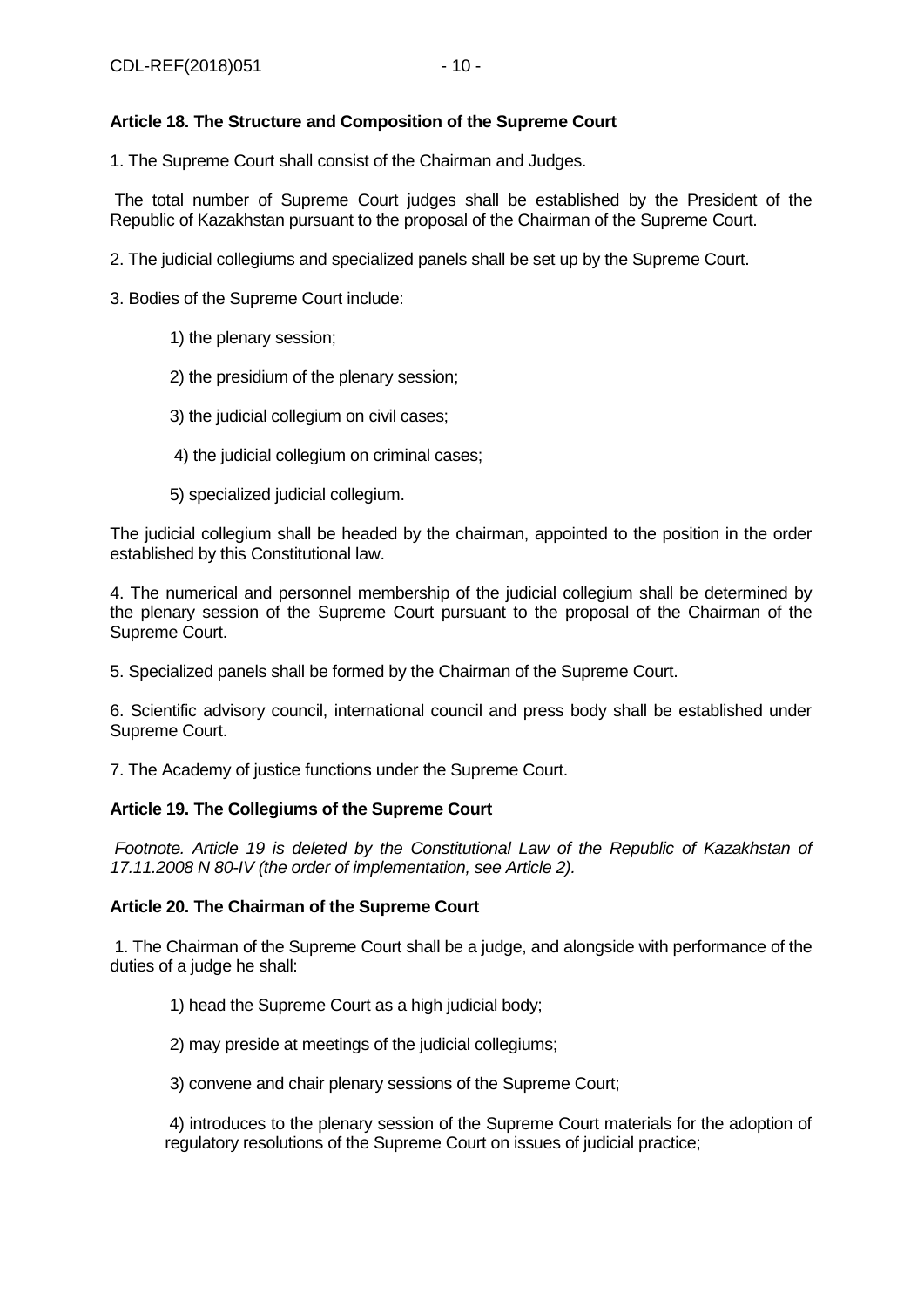**Article 18. The Structure and Composition of the Supreme Court**

1. The Supreme Court shall consist of the Chairman and Judges.

The total number of Supreme Court judges shall be established by the President of the Republic of Kazakhstan pursuant to the proposal of the Chairman of the Supreme Court.

2. The judicial collegiums and specialized panels shall be set up by the Supreme Court.

3. Bodies of the Supreme Court include:

1) the plenary session;

2) the presidium of the plenary session;

3) the judicial collegium on civil cases;

4) the judicial collegium on criminal cases;

5) specialized judicial collegium.

The judicial collegium shall be headed by the chairman, appointed to the position in the order established by this Constitutional law.

4. The numerical and personnel membership of the judicial collegium shall be determined by the plenary session of the Supreme Court pursuant to the proposal of the Chairman of the Supreme Court.

5. Specialized panels shall be formed by the Chairman of the Supreme Court.

6. Scientific advisory council, international council and press body shall be established under Supreme Court.

7. The Academy of justice functions under the Supreme Court.

**Article 19. The Collegiums of the Supreme Court**

*Footnote. Article 19 is deleted by the Constitutional Law of the Republic of Kazakhstan of 17.11.2008 N 80-IV (the order of implementation, see Article 2).*

**Article 20. The Chairman of the Supreme Court**

1. The Chairman of the Supreme Court shall be a judge, and alongside with performance of the duties of a judge he shall:

1) head the Supreme Court as a high judicial body;

2) may preside at meetings of the judicial collegiums;

3) convene and chair plenary sessions of the Supreme Court;

4) introduces to the plenary session of the Supreme Court materials for the adoption of regulatory resolutions of the Supreme Court on issues of judicial practice;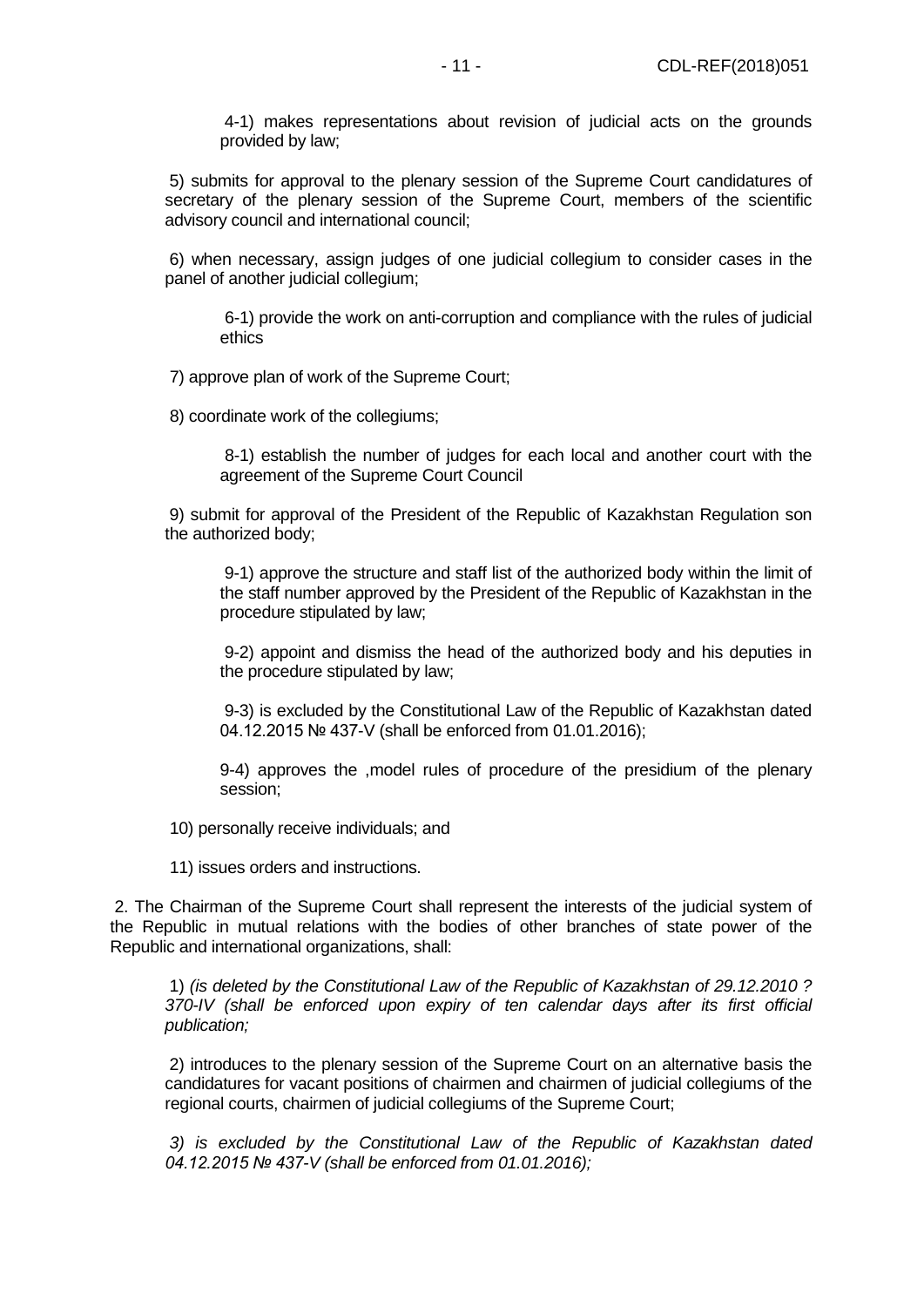4-1) makes representations about revision of judicial acts on the grounds provided by law;

5) submits for approval to the plenary session of the Supreme Court candidatures of secretary of the plenary session of the Supreme Court, members of the scientific advisory council and international council;

6) when necessary, assign judges of one judicial collegium to consider cases in the panel of another judicial collegium;

6-1) provide the work on anti-corruption and compliance with the rules of judicial ethics

7) approve plan of work of the Supreme Court;

8) coordinate work of the collegiums;

8-1) establish the number of judges for each local and another court with the agreement of the Supreme Court Council

9) submit for approval of the President of the Republic of Kazakhstan Regulation son the authorized body;

9-1) approve the structure and staff list of the authorized body within the limit of the staff number approved by the President of the Republic of Kazakhstan in the procedure stipulated by law;

9-2) appoint and dismiss the head of the authorized body and his deputies in the procedure stipulated by law;

9-3) is excluded by the Constitutional Law of the Republic of Kazakhstan dated 04.12.2015 № 437-V (shall be enforced from 01.01.2016);

9-4) approves the ,model rules of procedure of the presidium of the plenary session;

10) personally receive individuals; and

11) issues orders and instructions.

2. The Chairman of the Supreme Court shall represent the interests of the judicial system of the Republic in mutual relations with the bodies of other branches of state power of the Republic and international organizations, shall:

1) *(is deleted by the Constitutional Law of the Republic of Kazakhstan of 29.12.2010 ? 370-IV (shall be enforced upon expiry of ten calendar days after its first official publication;*

2) introduces to the plenary session of the Supreme Court on an alternative basis the candidatures for vacant positions of chairmen and chairmen of judicial collegiums of the regional courts, chairmen of judicial collegiums of the Supreme Court;

*3) is excluded by the Constitutional Law of the Republic of Kazakhstan dated 04.12.2015 № 437-V (shall be enforced from 01.01.2016);*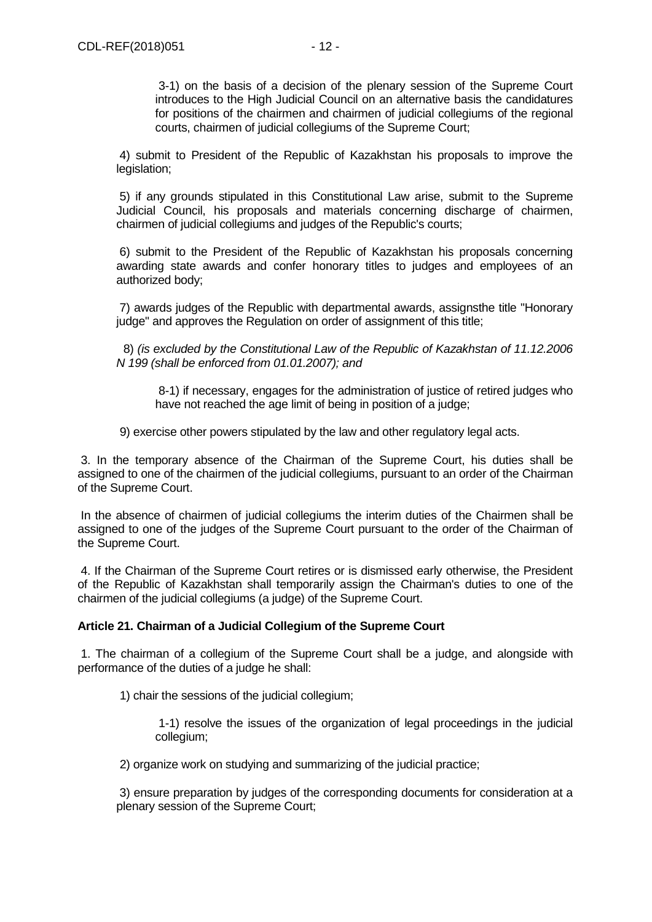3-1) on the basis of a decision of the plenary session of the Supreme Court introduces to the High Judicial Council on an alternative basis the candidatures for positions of the chairmen and chairmen of judicial collegiums of the regional courts, chairmen of judicial collegiums of the Supreme Court;

4) submit to President of the Republic of Kazakhstan his proposals to improve the legislation;

5) if any grounds stipulated in this Constitutional Law arise, submit to the Supreme Judicial Council, his proposals and materials concerning discharge of chairmen, chairmen of judicial collegiums and judges of the Republic's courts;

6) submit to the President of the Republic of Kazakhstan his proposals concerning awarding state awards and confer honorary titles to judges and employees of an authorized body;

7) awards judges of the Republic with departmental awards, assignsthe title "Honorary judge" and approves the Regulation on order of assignment of this title;

8) *(is excluded by the Constitutional Law of the Republic of Kazakhstan of 11.12.2006 N 199 (shall be enforced from 01.01.2007); and*

8-1) if necessary, engages for the administration of justice of retired judges who have not reached the age limit of being in position of a judge;

9) exercise other powers stipulated by the law and other regulatory legal acts.

3. In the temporary absence of the Chairman of the Supreme Court, his duties shall be assigned to one of the chairmen of the judicial collegiums, pursuant to an order of the Chairman of the Supreme Court.

In the absence of chairmen of judicial collegiums the interim duties of the Chairmen shall be assigned to one of the judges of the Supreme Court pursuant to the order of the Chairman of the Supreme Court.

4. If the Chairman of the Supreme Court retires or is dismissed early otherwise, the President of the Republic of Kazakhstan shall temporarily assign the Chairman's duties to one of the chairmen of the judicial collegiums (a judge) of the Supreme Court.

**Article 21. Chairman of a Judicial Collegium of the Supreme Court**

1. The chairman of a collegium of the Supreme Court shall be a judge, and alongside with performance of the duties of a judge he shall:

1) chair the sessions of the judicial collegium;

1-1) resolve the issues of the organization of legal proceedings in the judicial collegium;

2) organize work on studying and summarizing of the judicial practice;

3) ensure preparation by judges of the corresponding documents for consideration at a plenary session of the Supreme Court;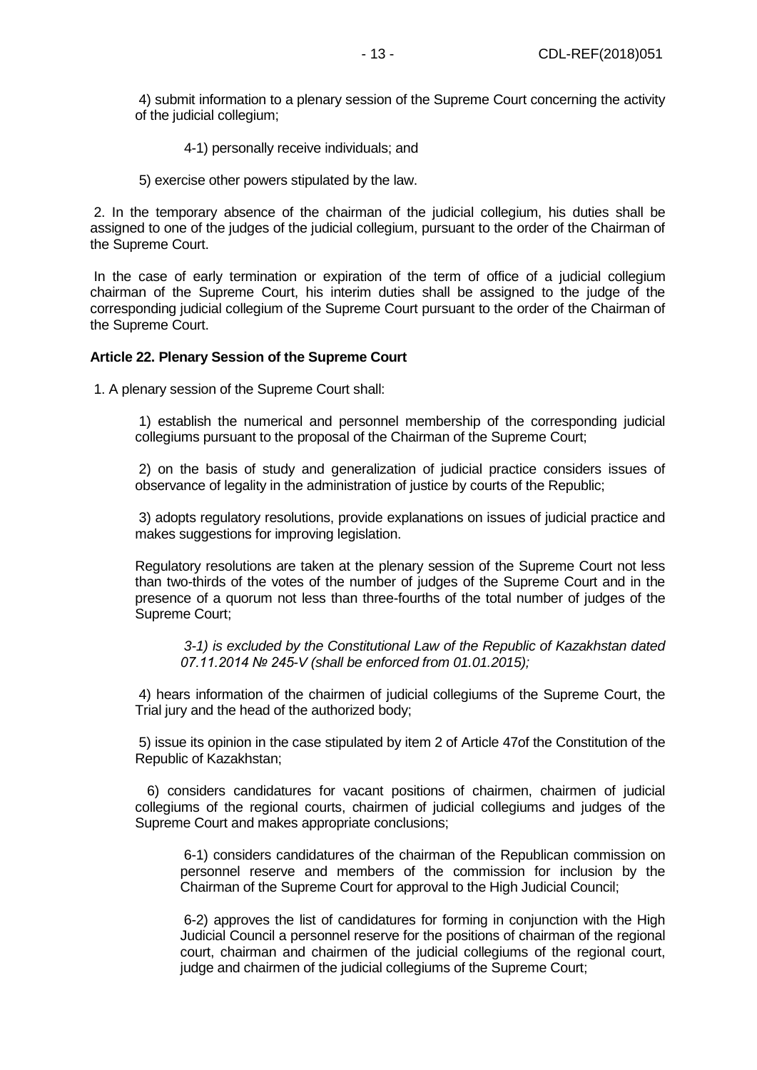4) submit information to a plenary session of the Supreme Court concerning the activity of the judicial collegium;

4-1) personally receive individuals; and

5) exercise other powers stipulated by the law.

2. In the temporary absence of the chairman of the judicial collegium, his duties shall be assigned to one of the judges of the judicial collegium, pursuant to the order of the Chairman of the Supreme Court.

In the case of early termination or expiration of the term of office of a judicial collegium chairman of the Supreme Court, his interim duties shall be assigned to the judge of the corresponding judicial collegium of the Supreme Court pursuant to the order of the Chairman of the Supreme Court.

**Article 22. Plenary Session of the Supreme Court**

1. A plenary session of the Supreme Court shall:

1) establish the numerical and personnel membership of the corresponding judicial collegiums pursuant to the proposal of the Chairman of the Supreme Court;

2) on the basis of study and generalization of judicial practice considers issues of observance of legality in the administration of justice by courts of the Republic;

3) adopts regulatory resolutions, provide explanations on issues of judicial practice and makes suggestions for improving legislation.

Regulatory resolutions are taken at the plenary session of the Supreme Court not less than two-thirds of the votes of the number of judges of the Supreme Court and in the presence of a quorum not less than three-fourths of the total number of judges of the Supreme Court;

*3-1) is excluded by the Constitutional Law of the Republic of Kazakhstan dated 07.11.2014 № 245-V (shall be enforced from 01.01.2015);*

4) hears information of the chairmen of judicial collegiums of the Supreme Court, the Trial jury and the head of the authorized body;

5) issue its opinion in the case stipulated by item 2 of Article 47of the Constitution of the Republic of Kazakhstan;

6) considers candidatures for vacant positions of chairmen, chairmen of judicial collegiums of the regional courts, chairmen of judicial collegiums and judges of the Supreme Court and makes appropriate conclusions;

6-1) considers candidatures of the chairman of the Republican commission on personnel reserve and members of the commission for inclusion by the Chairman of the Supreme Court for approval to the High Judicial Council;

6-2) approves the list of candidatures for forming in conjunction with the High Judicial Council a personnel reserve for the positions of chairman of the regional court, chairman and chairmen of the judicial collegiums of the regional court, judge and chairmen of the judicial collegiums of the Supreme Court;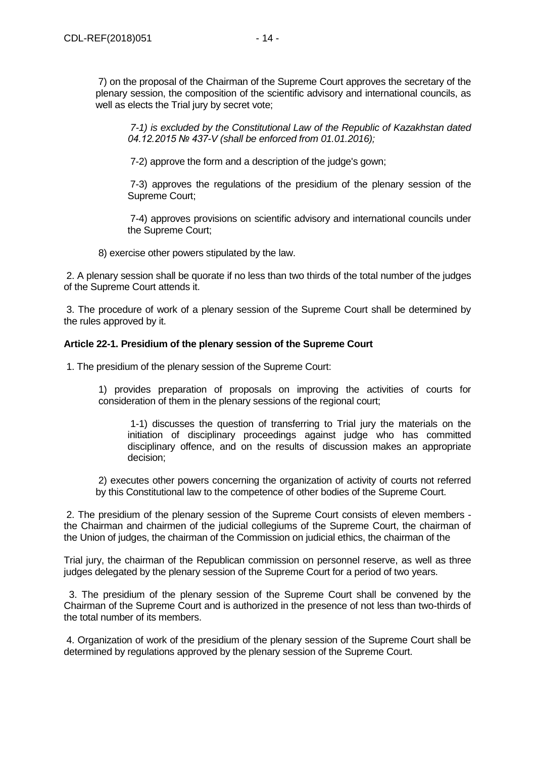7) on the proposal of the Chairman of the Supreme Court approves the secretary of the plenary session, the composition of the scientific advisory and international councils, as well as elects the Trial jury by secret vote;

*7-1) is excluded by the Constitutional Law of the Republic of Kazakhstan dated 04.12.2015 № 437-V (shall be enforced from 01.01.2016);*

7-2) approve the form and a description of the judge's gown;

7-3) approves the regulations of the presidium of the plenary session of the Supreme Court;

7-4) approves provisions on scientific advisory and international councils under the Supreme Court;

8) exercise other powers stipulated by the law.

2. A plenary session shall be quorate if no less than two thirds of the total number of the judges of the Supreme Court attends it.

3. The procedure of work of a plenary session of the Supreme Court shall be determined by the rules approved by it.

**Article 22-1. Presidium of the plenary session of the Supreme Court**

1. The presidium of the plenary session of the Supreme Court:

1) provides preparation of proposals on improving the activities of courts for consideration of them in the plenary sessions of the regional court;

1-1) discusses the question of transferring to Trial jury the materials on the initiation of disciplinary proceedings against judge who has committed disciplinary offence, and on the results of discussion makes an appropriate decision;

2) executes other powers concerning the organization of activity of courts not referred by this Constitutional law to the competence of other bodies of the Supreme Court.

2. The presidium of the plenary session of the Supreme Court consists of eleven members - the Chairman and chairmen of the judicial collegiums of the Supreme Court, the chairman of the Union of judges, the chairman of the Commission on judicial ethics, the chairman of the Trial jury, the chairman of the Republican commission on personnel reserve, as well as three judges delegated by the plenary session of the Supreme Court for a period of two years.

3. The presidium of the plenary session of the Supreme Court shall be convened by the Chairman of the Supreme Court and is authorized in the presence of not less than two-thirds of the total number of its members.

4. Organization of work of the presidium of the plenary session of the Supreme Court shall be determined by regulations approved by the plenary session of the Supreme Court.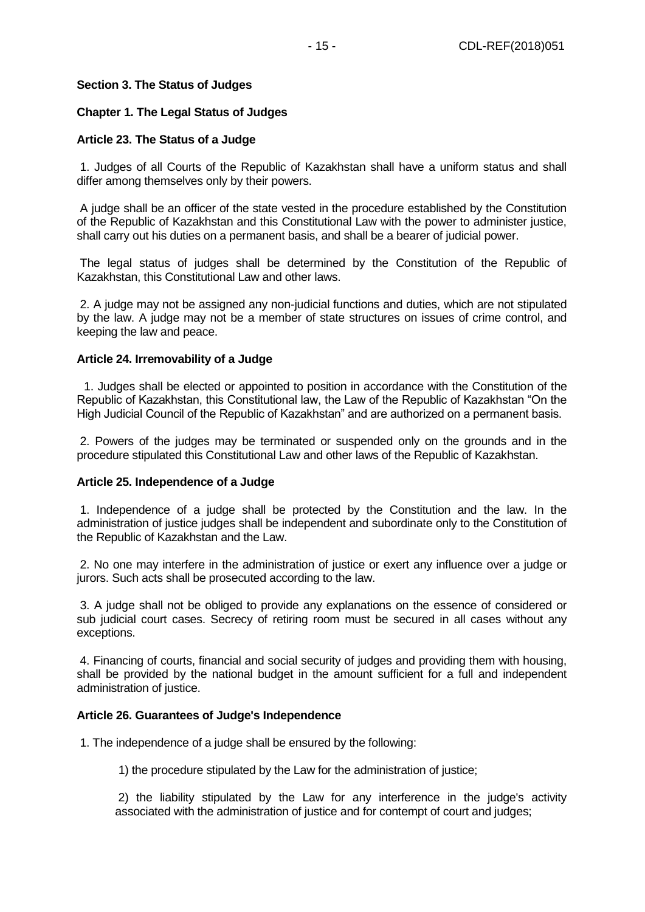**Section 3. The Status of Judges**

**Chapter 1. The Legal Status of Judges**

**Article 23. The Status of a Judge**

1. Judges of all Courts of the Republic of Kazakhstan shall have a uniform status and shall differ among themselves only by their powers.

A judge shall be an officer of the state vested in the procedure established by the Constitution of the Republic of Kazakhstan and this Constitutional Law with the power to administer justice, shall carry out his duties on a permanent basis, and shall be a bearer of judicial power.

The legal status of judges shall be determined by the Constitution of the Republic of Kazakhstan, this Constitutional Law and other laws.

2. A judge may not be assigned any non-judicial functions and duties, which are not stipulated by the law. A judge may not be a member of state structures on issues of crime control, and keeping the law and peace.

**Article 24. Irremovability of a Judge**

1. Judges shall be elected or appointed to position in accordance with the Constitution of the Republic of Kazakhstan, this Constitutional law, the Law of the Republic of Kazakhstan "On the High Judicial Council of the Republic of Kazakhstan" and are authorized on a permanent basis.

2. Powers of the judges may be terminated or suspended only on the grounds and in the procedure stipulated this Constitutional Law and other laws of the Republic of Kazakhstan.

**Article 25. Independence of a Judge**

1. Independence of a judge shall be protected by the Constitution and the law. In the administration of justice judges shall be independent and subordinate only to the Constitution of the Republic of Kazakhstan and the Law.

2. No one may interfere in the administration of justice or exert any influence over a judge or jurors. Such acts shall be prosecuted according to the law.

3. A judge shall not be obliged to provide any explanations on the essence of considered or sub judicial court cases. Secrecy of retiring room must be secured in all cases without any exceptions.

4. Financing of courts, financial and social security of judges and providing them with housing, shall be provided by the national budget in the amount sufficient for a full and independent administration of justice.

**Article 26. Guarantees of Judge's Independence**

1. The independence of a judge shall be ensured by the following:

1) the procedure stipulated by the Law for the administration of justice;

2) the liability stipulated by the Law for any interference in the judge's activity associated with the administration of justice and for contempt of court and judges;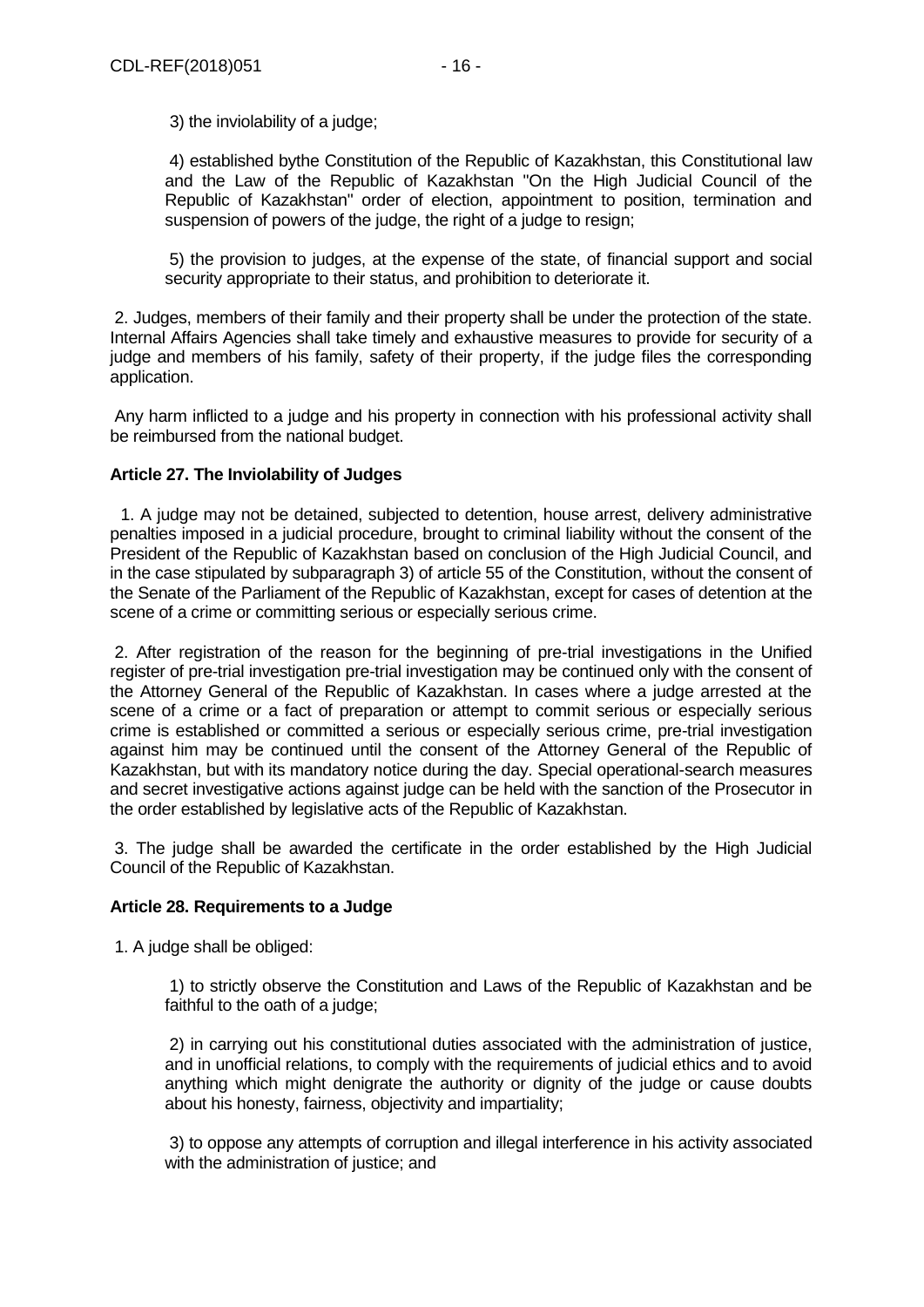3) the inviolability of a judge;

4) established bythe Constitution of the Republic of Kazakhstan, this Constitutional law and the Law of the Republic of Kazakhstan "On the High Judicial Council of the Republic of Kazakhstan" order of election, appointment to position, termination and suspension of powers of the judge, the right of a judge to resign;

5) the provision to judges, at the expense of the state, of financial support and social security appropriate to their status, and prohibition to deteriorate it.

2. Judges, members of their family and their property shall be under the protection of the state. Internal Affairs Agencies shall take timely and exhaustive measures to provide for security of a judge and members of his family, safety of their property, if the judge files the corresponding application.

Any harm inflicted to a judge and his property in connection with his professional activity shall be reimbursed from the national budget.

**Article 27. The Inviolability of Judges**

1. A judge may not be detained, subjected to detention, house arrest, delivery administrative penalties imposed in a judicial procedure, brought to criminal liability without the consent of the President of the Republic of Kazakhstan based on conclusion of the High Judicial Council, and in the case stipulated by subparagraph 3) of article 55 of the Constitution, without the consent of the Senate of the Parliament of the Republic of Kazakhstan, except for cases of detention at the scene of a crime or committing serious or especially serious crime.

2. After registration of the reason for the beginning of pre-trial investigations in the Unified register of pre-trial investigation pre-trial investigation may be continued only with the consent of the Attorney General of the Republic of Kazakhstan. In cases where a judge arrested at the scene of a crime or a fact of preparation or attempt to commit serious or especially serious crime is established or committed a serious or especially serious crime, pre-trial investigation against him may be continued until the consent of the Attorney General of the Republic of Kazakhstan, but with its mandatory notice during the day. Special operational-search measures and secret investigative actions against judge can be held with the sanction of the Prosecutor in the order established by legislative acts of the Republic of Kazakhstan.

3. The judge shall be awarded the certificate in the order established by the High Judicial Council of the Republic of Kazakhstan.

**Article 28. Requirements to a Judge**

1. A judge shall be obliged:

1) to strictly observe the Constitution and Laws of the Republic of Kazakhstan and be faithful to the oath of a judge;

2) in carrying out his constitutional duties associated with the administration of justice, and in unofficial relations, to comply with the requirements of judicial ethics and to avoid anything which might denigrate the authority or dignity of the judge or cause doubts about his honesty, fairness, objectivity and impartiality;

3) to oppose any attempts of corruption and illegal interference in his activity associated with the administration of justice; and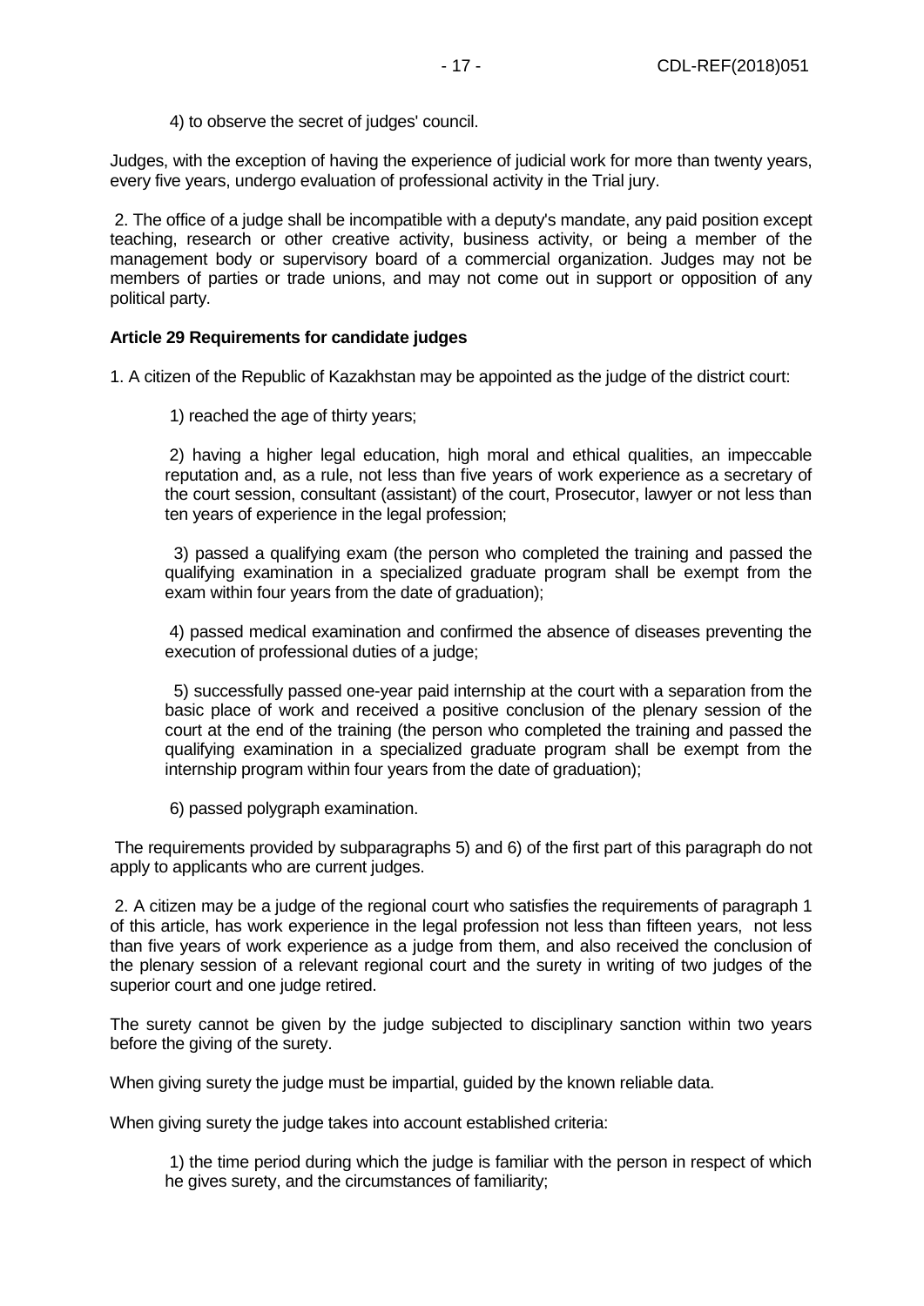4) to observe the secret of judges' council.

Judges, with the exception of having the experience of judicial work for more than twenty years, every five years, undergo evaluation of professional activity in the Trial jury.

2. The office of a judge shall be incompatible with a deputy's mandate, any paid position except teaching, research or other creative activity, business activity, or being a member of the management body or supervisory board of a commercial organization. Judges may not be members of parties or trade unions, and may not come out in support or opposition of any political party.

**Article 29 Requirements for candidate judges**

1. A citizen of the Republic of Kazakhstan may be appointed as the judge of the district court:

1) reached the age of thirty years;

2) having a higher legal education, high moral and ethical qualities, an impeccable reputation and, as a rule, not less than five years of work experience as a secretary of the court session, consultant (assistant) of the court, Prosecutor, lawyer or not less than ten years of experience in the legal profession;

3) passed a qualifying exam (the person who completed the training and passed the qualifying examination in a specialized graduate program shall be exempt from the exam within four years from the date of graduation);

4) passed medical examination and confirmed the absence of diseases preventing the execution of professional duties of a judge;

5) successfully passed one-year paid internship at the court with a separation from the basic place of work and received a positive conclusion of the plenary session of the court at the end of the training (the person who completed the training and passed the qualifying examination in a specialized graduate program shall be exempt from the internship program within four years from the date of graduation);

6) passed polygraph examination.

The requirements provided by subparagraphs 5) and 6) of the first part of this paragraph do not apply to applicants who are current judges.

2. A citizen may be a judge of the regional court who satisfies the requirements of paragraph 1 of this article, has work experience in the legal profession not less than fifteen years, not less than five years of work experience as a judge from them, and also received the conclusion of the plenary session of a relevant regional court and the surety in writing of two judges of the superior court and one judge retired.

The surety cannot be given by the judge subjected to disciplinary sanction within two years before the giving of the surety.

When giving surety the judge must be impartial, guided by the known reliable data.

When giving surety the judge takes into account established criteria:

1) the time period during which the judge is familiar with the person in respect of which he gives surety, and the circumstances of familiarity;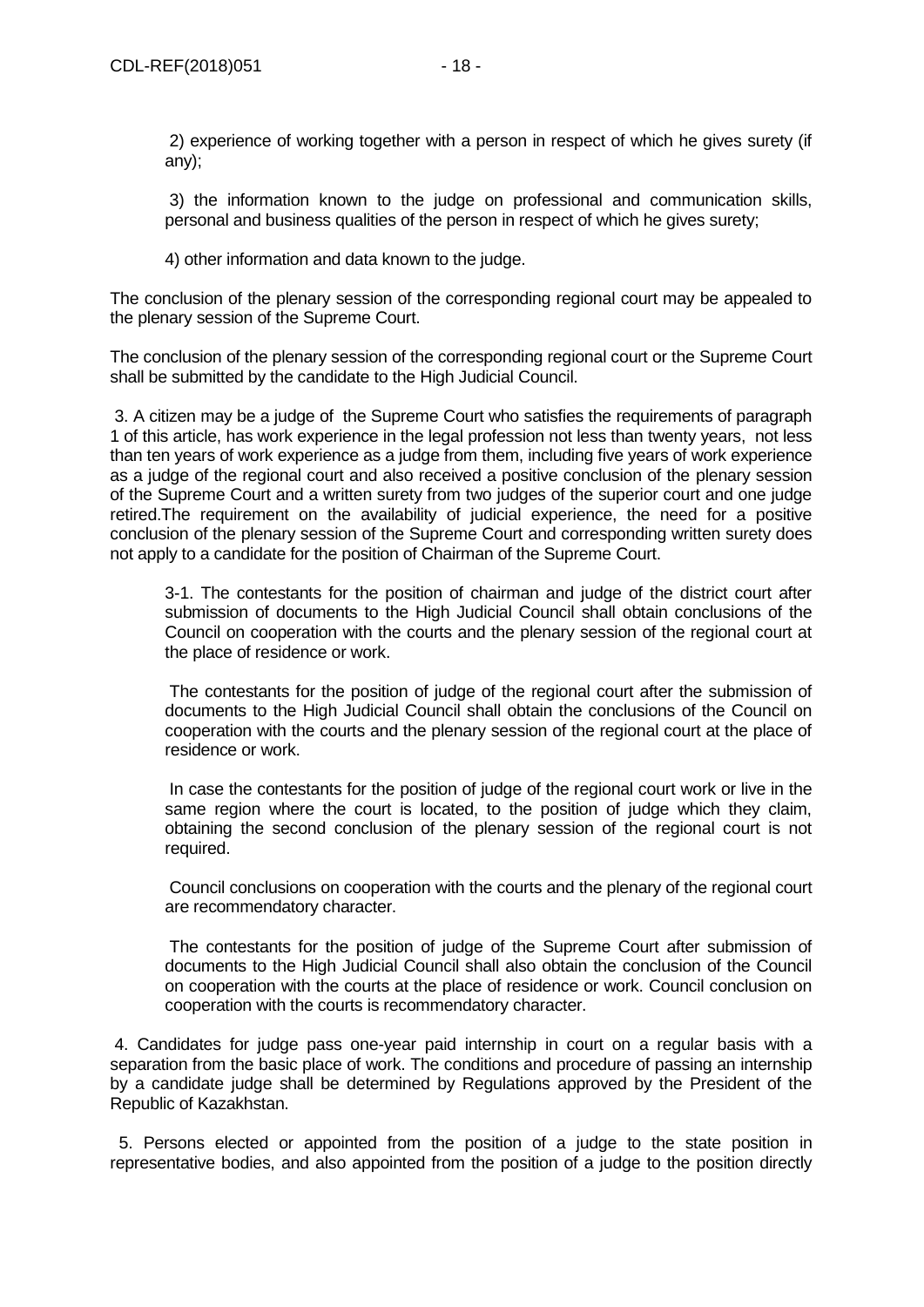2) experience of working together with a person in respect of which he gives surety (if any);

3) the information known to the judge on professional and communication skills, personal and business qualities of the person in respect of which he gives surety;

4) other information and data known to the judge.

The conclusion of the plenary session of the corresponding regional court may be appealed to the plenary session of the Supreme Court.

The conclusion of the plenary session of the corresponding regional court or the Supreme Court shall be submitted by the candidate to the High Judicial Council.

3. A citizen may be a judge of the Supreme Court who satisfies the requirements of paragraph 1 of this article, has work experience in the legal profession not less than twenty years, not less than ten years of work experience as a judge from them, including five years of work experience as a judge of the regional court and also received a positive conclusion of the plenary session of the Supreme Court and a written surety from two judges of the superior court and one judge retired.The requirement on the availability of judicial experience, the need for a positive conclusion of the plenary session of the Supreme Court and corresponding written surety does not apply to a candidate for the position of Chairman of the Supreme Court.

3-1. The contestants for the position of chairman and judge of the district court after submission of documents to the High Judicial Council shall obtain conclusions of the Council on cooperation with the courts and the plenary session of the regional court at the place of residence or work.

The contestants for the position of judge of the regional court after the submission of documents to the High Judicial Council shall obtain the conclusions of the Council on cooperation with the courts and the plenary session of the regional court at the place of residence or work.

In case the contestants for the position of judge of the regional court work or live in the same region where the court is located, to the position of judge which they claim, obtaining the second conclusion of the plenary session of the regional court is not required.

Council conclusions on cooperation with the courts and the plenary of the regional court are recommendatory character.

The contestants for the position of judge of the Supreme Court after submission of documents to the High Judicial Council shall also obtain the conclusion of the Council on cooperation with the courts at the place of residence or work. Council conclusion on cooperation with the courts is recommendatory character.

4. Candidates for judge pass one-year paid internship in court on a regular basis with a separation from the basic place of work. The conditions and procedure of passing an internship by a candidate judge shall be determined by Regulations approved by the President of the Republic of Kazakhstan.

5. Persons elected or appointed from the position of a judge to the state position in representative bodies, and also appointed from the position of a judge to the position directly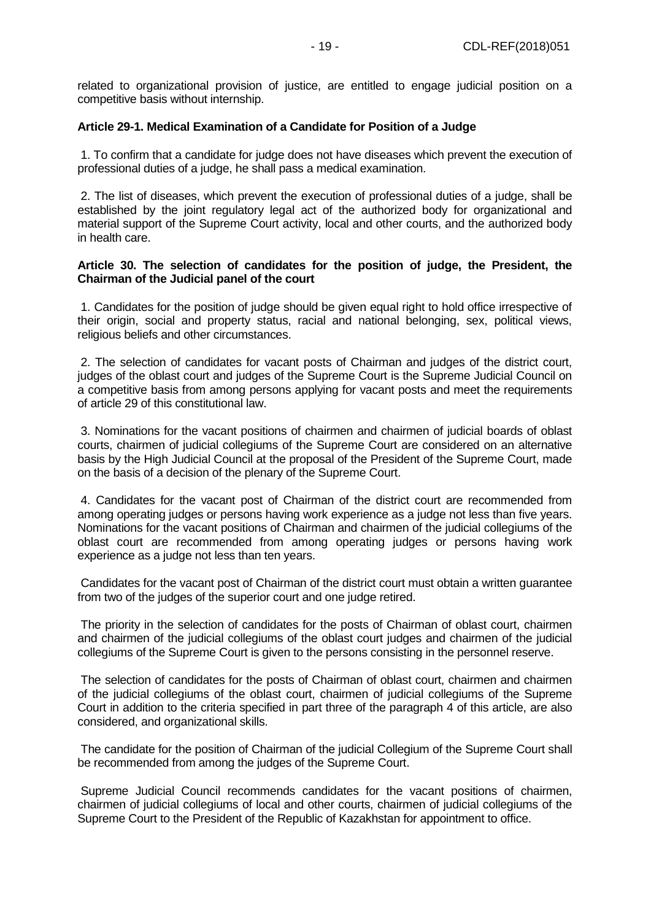related to organizational provision of justice, are entitled to engage judicial position on a competitive basis without internship.

**Article 29-1. Medical Examination of a Candidate for Position of a Judge**

1. To confirm that a candidate for judge does not have diseases which prevent the execution of professional duties of a judge, he shall pass a medical examination.

2. The list of diseases, which prevent the execution of professional duties of a judge, shall be established by the joint regulatory legal act of the authorized body for organizational and material support of the Supreme Court activity, local and other courts, and the authorized body in health care.

**Article 30. The selection of candidates for the position of judge, the President, the Chairman of the Judicial panel of the court**

1. Candidates for the position of judge should be given equal right to hold office irrespective of their origin, social and property status, racial and national belonging, sex, political views, religious beliefs and other circumstances.

2. The selection of candidates for vacant posts of Chairman and judges of the district court, judges of the oblast court and judges of the Supreme Court is the Supreme Judicial Council on a competitive basis from among persons applying for vacant posts and meet the requirements of article 29 of this constitutional law.

3. Nominations for the vacant positions of chairmen and chairmen of judicial boards of oblast courts, chairmen of judicial collegiums of the Supreme Court are considered on an alternative basis by the High Judicial Council at the proposal of the President of the Supreme Court, made on the basis of a decision of the plenary of the Supreme Court.

4. Candidates for the vacant post of Chairman of the district court are recommended from among operating judges or persons having work experience as a judge not less than five years. Nominations for the vacant positions of Chairman and chairmen of the judicial collegiums of the oblast court are recommended from among operating judges or persons having work experience as a judge not less than ten years.

Candidates for the vacant post of Chairman of the district court must obtain a written guarantee from two of the judges of the superior court and one judge retired.

The priority in the selection of candidates for the posts of Chairman of oblast court, chairmen and chairmen of the judicial collegiums of the oblast court judges and chairmen of the judicial collegiums of the Supreme Court is given to the persons consisting in the personnel reserve.

The selection of candidates for the posts of Chairman of oblast court, chairmen and chairmen of the judicial collegiums of the oblast court, chairmen of judicial collegiums of the Supreme Court in addition to the criteria specified in part three of the paragraph 4 of this article, are also considered, and organizational skills.

The candidate for the position of Chairman of the judicial Collegium of the Supreme Court shall be recommended from among the judges of the Supreme Court.

Supreme Judicial Council recommends candidates for the vacant positions of chairmen, chairmen of judicial collegiums of local and other courts, chairmen of judicial collegiums of the Supreme Court to the President of the Republic of Kazakhstan for appointment to office.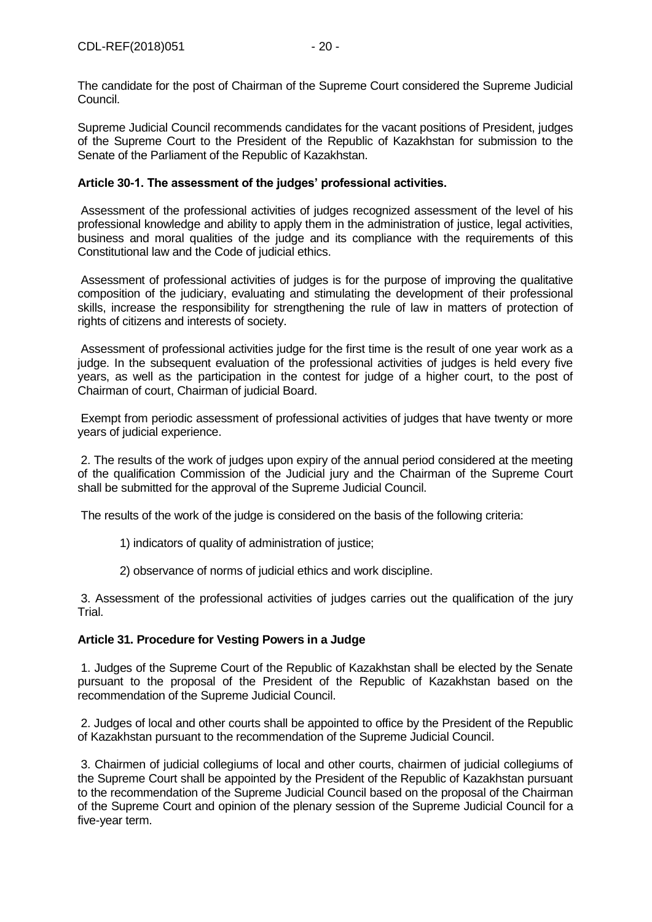The candidate for the post of Chairman of the Supreme Court considered the Supreme Judicial Council.

Supreme Judicial Council recommends candidates for the vacant positions of President, judges of the Supreme Court to the President of the Republic of Kazakhstan for submission to the Senate of the Parliament of the Republic of Kazakhstan.

**Article 30-1. The assessment of the judges' professional activities.**

Assessment of the professional activities of judges recognized assessment of the level of his professional knowledge and ability to apply them in the administration of justice, legal activities, business and moral qualities of the judge and its compliance with the requirements of this Constitutional law and the Code of judicial ethics.

Assessment of professional activities of judges is for the purpose of improving the qualitative composition of the judiciary, evaluating and stimulating the development of their professional skills, increase the responsibility for strengthening the rule of law in matters of protection of rights of citizens and interests of society.

Assessment of professional activities judge for the first time is the result of one year work as a judge. In the subsequent evaluation of the professional activities of judges is held every five years, as well as the participation in the contest for judge of a higher court, to the post of Chairman of court, Chairman of judicial Board.

Exempt from periodic assessment of professional activities of judges that have twenty or more years of judicial experience.

2. The results of the work of judges upon expiry of the annual period considered at the meeting of the qualification Commission of the Judicial jury and the Chairman of the Supreme Court shall be submitted for the approval of the Supreme Judicial Council.

The results of the work of the judge is considered on the basis of the following criteria:

1) indicators of quality of administration of justice;

2) observance of norms of judicial ethics and work discipline.

3. Assessment of the professional activities of judges carries out the qualification of the jury Trial.

**Article 31. Procedure for Vesting Powers in a Judge**

1. Judges of the Supreme Court of the Republic of Kazakhstan shall be elected by the Senate pursuant to the proposal of the President of the Republic of Kazakhstan based on the recommendation of the Supreme Judicial Council.

2. Judges of local and other courts shall be appointed to office by the President of the Republic of Kazakhstan pursuant to the recommendation of the Supreme Judicial Council.

3. Chairmen of judicial collegiums of local and other courts, chairmen of judicial collegiums of the Supreme Court shall be appointed by the President of the Republic of Kazakhstan pursuant to the recommendation of the Supreme Judicial Council based on the proposal of the Chairman of the Supreme Court and opinion of the plenary session of the Supreme Judicial Council for a five-year term.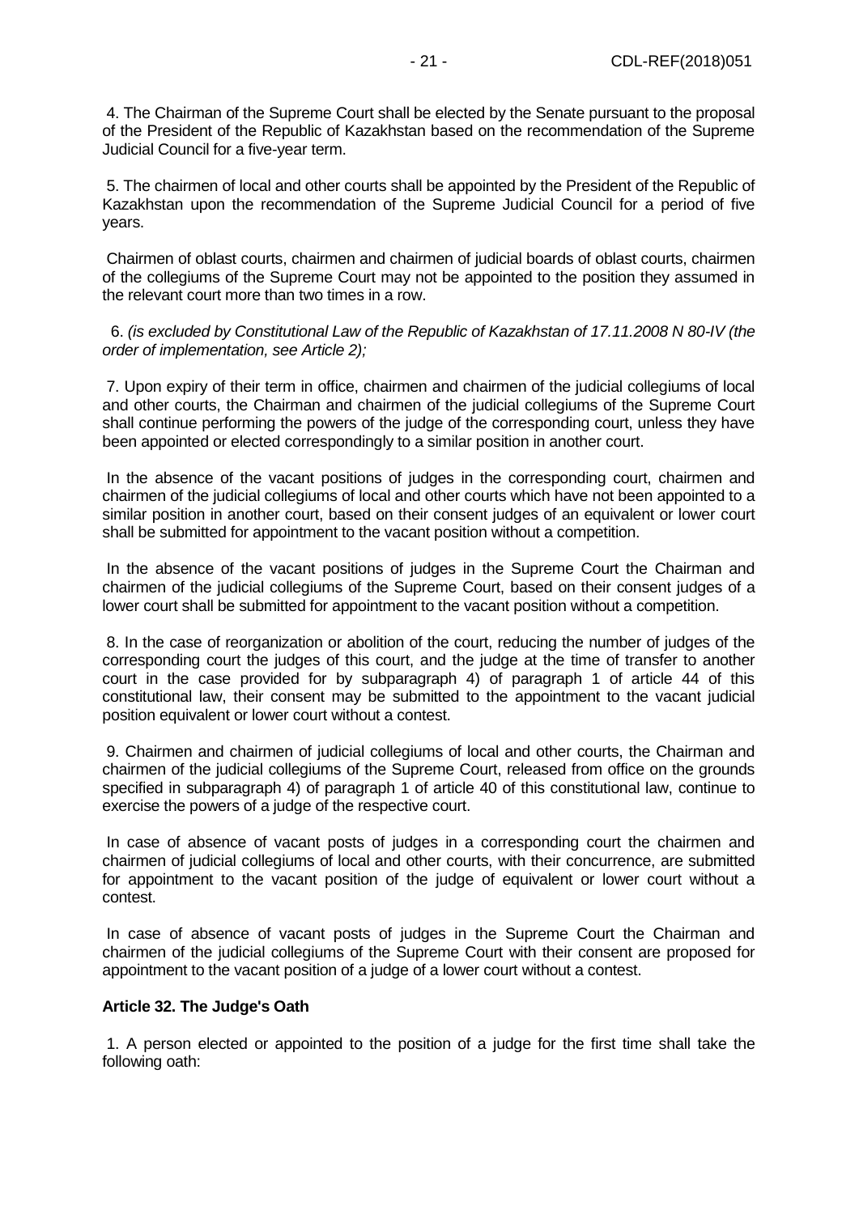4. The Chairman of the Supreme Court shall be elected by the Senate pursuant to the proposal of the President of the Republic of Kazakhstan based on the recommendation of the Supreme Judicial Council for a five-year term.

5. The chairmen of local and other courts shall be appointed by the President of the Republic of Kazakhstan upon the recommendation of the Supreme Judicial Council for a period of five years.

Chairmen of oblast courts, chairmen and chairmen of judicial boards of oblast courts, chairmen of the collegiums of the Supreme Court may not be appointed to the position they assumed in the relevant court more than two times in a row.

6. *(is excluded by Constitutional Law of the Republic of Kazakhstan of 17.11.2008 N 80-IV (the order of implementation, see Article 2);*

7. Upon expiry of their term in office, chairmen and chairmen of the judicial collegiums of local and other courts, the Chairman and chairmen of the judicial collegiums of the Supreme Court shall continue performing the powers of the judge of the corresponding court, unless they have been appointed or elected correspondingly to a similar position in another court.

In the absence of the vacant positions of judges in the corresponding court, chairmen and chairmen of the judicial collegiums of local and other courts which have not been appointed to a similar position in another court, based on their consent judges of an equivalent or lower court shall be submitted for appointment to the vacant position without a competition.

In the absence of the vacant positions of judges in the Supreme Court the Chairman and chairmen of the judicial collegiums of the Supreme Court, based on their consent judges of a lower court shall be submitted for appointment to the vacant position without a competition.

8. In the case of reorganization or abolition of the court, reducing the number of judges of the corresponding court the judges of this court, and the judge at the time of transfer to another court in the case provided for by subparagraph 4) of paragraph 1 of article 44 of this constitutional law, their consent may be submitted to the appointment to the vacant judicial position equivalent or lower court without a contest.

9. Chairmen and chairmen of judicial collegiums of local and other courts, the Chairman and chairmen of the judicial collegiums of the Supreme Court, released from office on the grounds specified in subparagraph 4) of paragraph 1 of article 40 of this constitutional law, continue to exercise the powers of a judge of the respective court.

In case of absence of vacant posts of judges in a corresponding court the chairmen and chairmen of judicial collegiums of local and other courts, with their concurrence, are submitted for appointment to the vacant position of the judge of equivalent or lower court without a contest.

In case of absence of vacant posts of judges in the Supreme Court the Chairman and chairmen of the judicial collegiums of the Supreme Court with their consent are proposed for appointment to the vacant position of a judge of a lower court without a contest.

**Article 32. The Judge's Oath**

1. A person elected or appointed to the position of a judge for the first time shall take the following oath: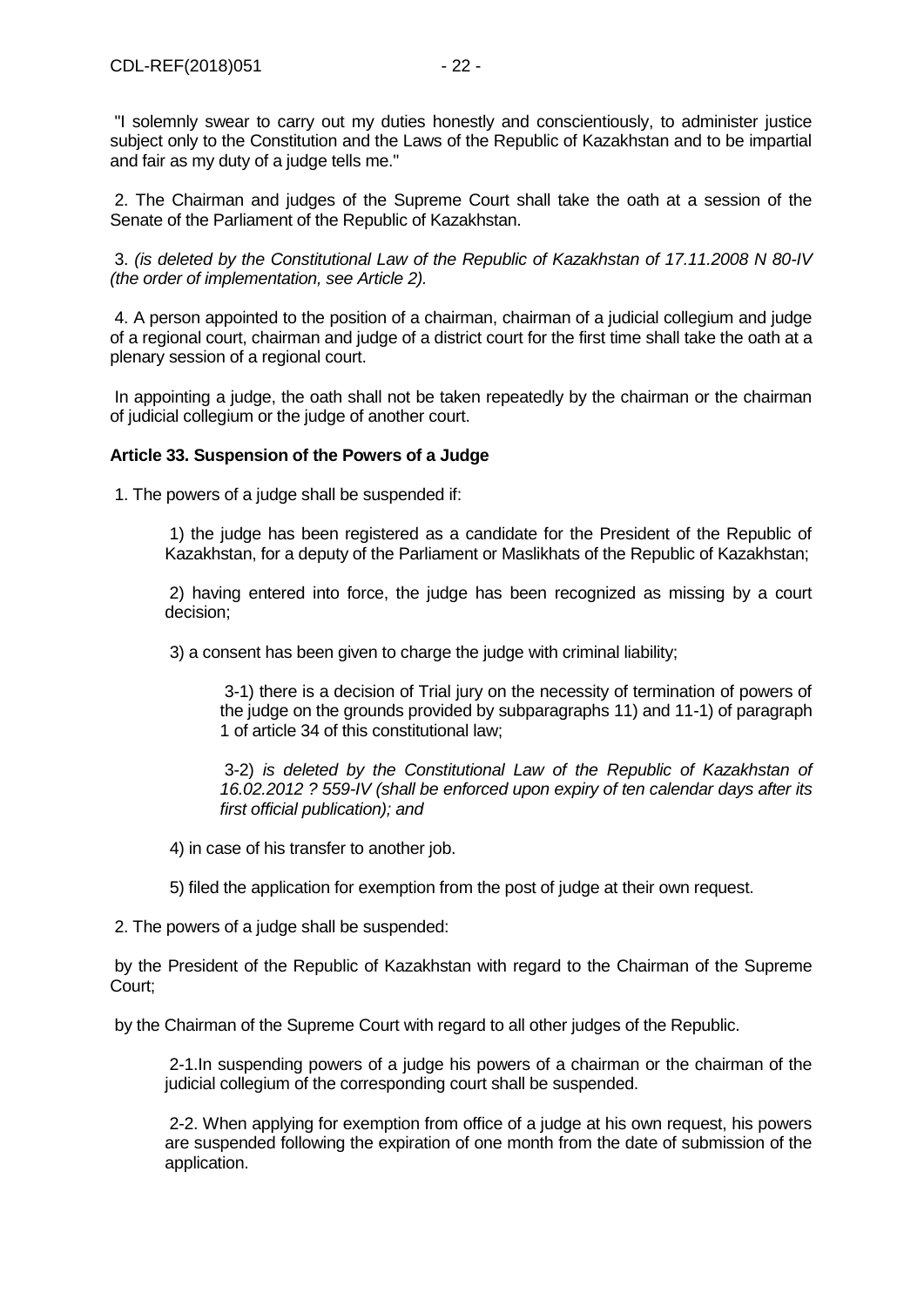"I solemnly swear to carry out my duties honestly and conscientiously, to administer justice subject only to the Constitution and the Laws of the Republic of Kazakhstan and to be impartial and fair as my duty of a judge tells me."

2. The Chairman and judges of the Supreme Court shall take the oath at a session of the Senate of the Parliament of the Republic of Kazakhstan.

3. *(is deleted by the Constitutional Law of the Republic of Kazakhstan of 17.11.2008 N 80-IV (the order of implementation, see Article 2).*

4. A person appointed to the position of a chairman, chairman of a judicial collegium and judge of a regional court, chairman and judge of a district court for the first time shall take the oath at a plenary session of a regional court.

In appointing a judge, the oath shall not be taken repeatedly by the chairman or the chairman of judicial collegium or the judge of another court.

**Article 33. Suspension of the Powers of a Judge**

1. The powers of a judge shall be suspended if:

1) the judge has been registered as a candidate for the President of the Republic of Kazakhstan, for a deputy of the Parliament or Maslikhats of the Republic of Kazakhstan;

2) having entered into force, the judge has been recognized as missing by a court decision;

3) a consent has been given to charge the judge with criminal liability;

3-1) there is a decision of Trial jury on the necessity of termination of powers of the judge on the grounds provided by subparagraphs 11) and 11-1) of paragraph 1 of article 34 of this constitutional law;

3-2) *is deleted by the Constitutional Law of the Republic of Kazakhstan of 16.02.2012 ? 559-IV (shall be enforced upon expiry of ten calendar days after its first official publication); and*

4) in case of his transfer to another job.

5) filed the application for exemption from the post of judge at their own request.

2. The powers of a judge shall be suspended:

by the President of the Republic of Kazakhstan with regard to the Chairman of the Supreme Court;

by the Chairman of the Supreme Court with regard to all other judges of the Republic.

2-1.In suspending powers of a judge his powers of a chairman or the chairman of the judicial collegium of the corresponding court shall be suspended.

2-2. When applying for exemption from office of a judge at his own request, his powers are suspended following the expiration of one month from the date of submission of the application.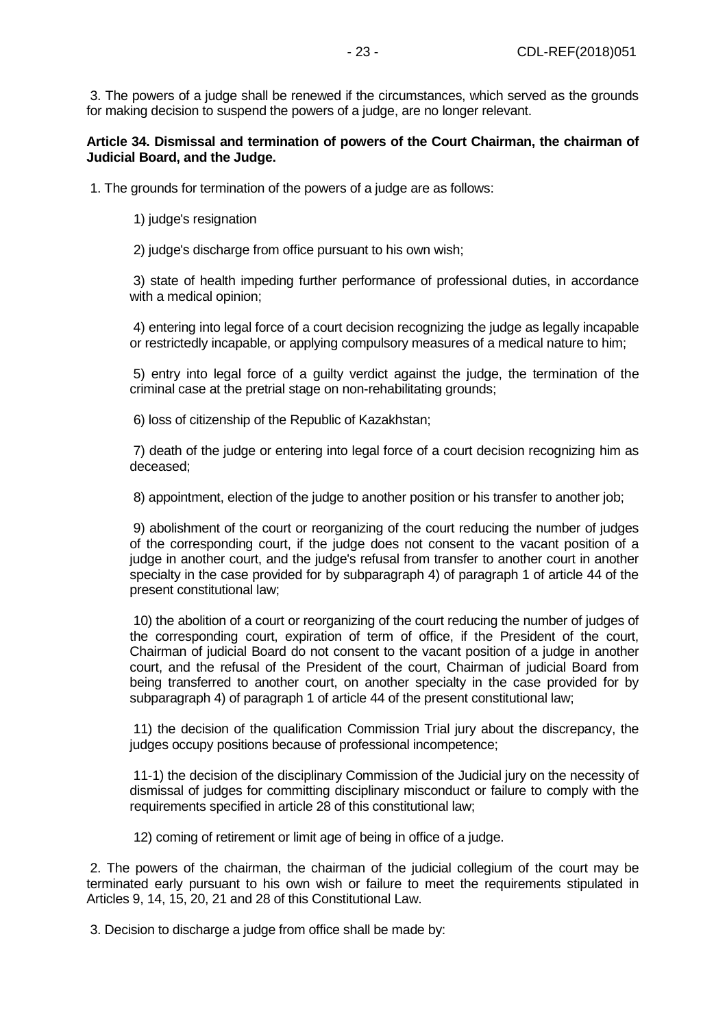3. The powers of a judge shall be renewed if the circumstances, which served as the grounds for making decision to suspend the powers of a judge, are no longer relevant.

**Article 34. Dismissal and termination of powers of the Court Chairman, the chairman of Judicial Board, and the Judge.**

1. The grounds for termination of the powers of a judge are as follows:

1) judge's resignation

2) judge's discharge from office pursuant to his own wish;

3) state of health impeding further performance of professional duties, in accordance with a medical opinion;

4) entering into legal force of a court decision recognizing the judge as legally incapable or restrictedly incapable, or applying compulsory measures of a medical nature to him;

5) entry into legal force of a guilty verdict against the judge, the termination of the criminal case at the pretrial stage on non-rehabilitating grounds;

6) loss of citizenship of the Republic of Kazakhstan;

7) death of the judge or entering into legal force of a court decision recognizing him as deceased;

8) appointment, election of the judge to another position or his transfer to another job;

9) abolishment of the court or reorganizing of the court reducing the number of judges of the corresponding court, if the judge does not consent to the vacant position of a judge in another court, and the judge's refusal from transfer to another court in another specialty in the case provided for by subparagraph 4) of paragraph 1 of article 44 of the present constitutional law;

10) the abolition of a court or reorganizing of the court reducing the number of judges of the corresponding court, expiration of term of office, if the President of the court, Chairman of judicial Board do not consent to the vacant position of a judge in another court, and the refusal of the President of the court, Chairman of judicial Board from being transferred to another court, on another specialty in the case provided for by subparagraph 4) of paragraph 1 of article 44 of the present constitutional law;

11) the decision of the qualification Commission Trial jury about the discrepancy, the judges occupy positions because of professional incompetence;

11-1) the decision of the disciplinary Commission of the Judicial jury on the necessity of dismissal of judges for committing disciplinary misconduct or failure to comply with the requirements specified in article 28 of this constitutional law;

12) coming of retirement or limit age of being in office of a judge.

2. The powers of the chairman, the chairman of the judicial collegium of the court may be terminated early pursuant to his own wish or failure to meet the requirements stipulated in Articles 9, 14, 15, 20, 21 and 28 of this Constitutional Law.

3. Decision to discharge a judge from office shall be made by: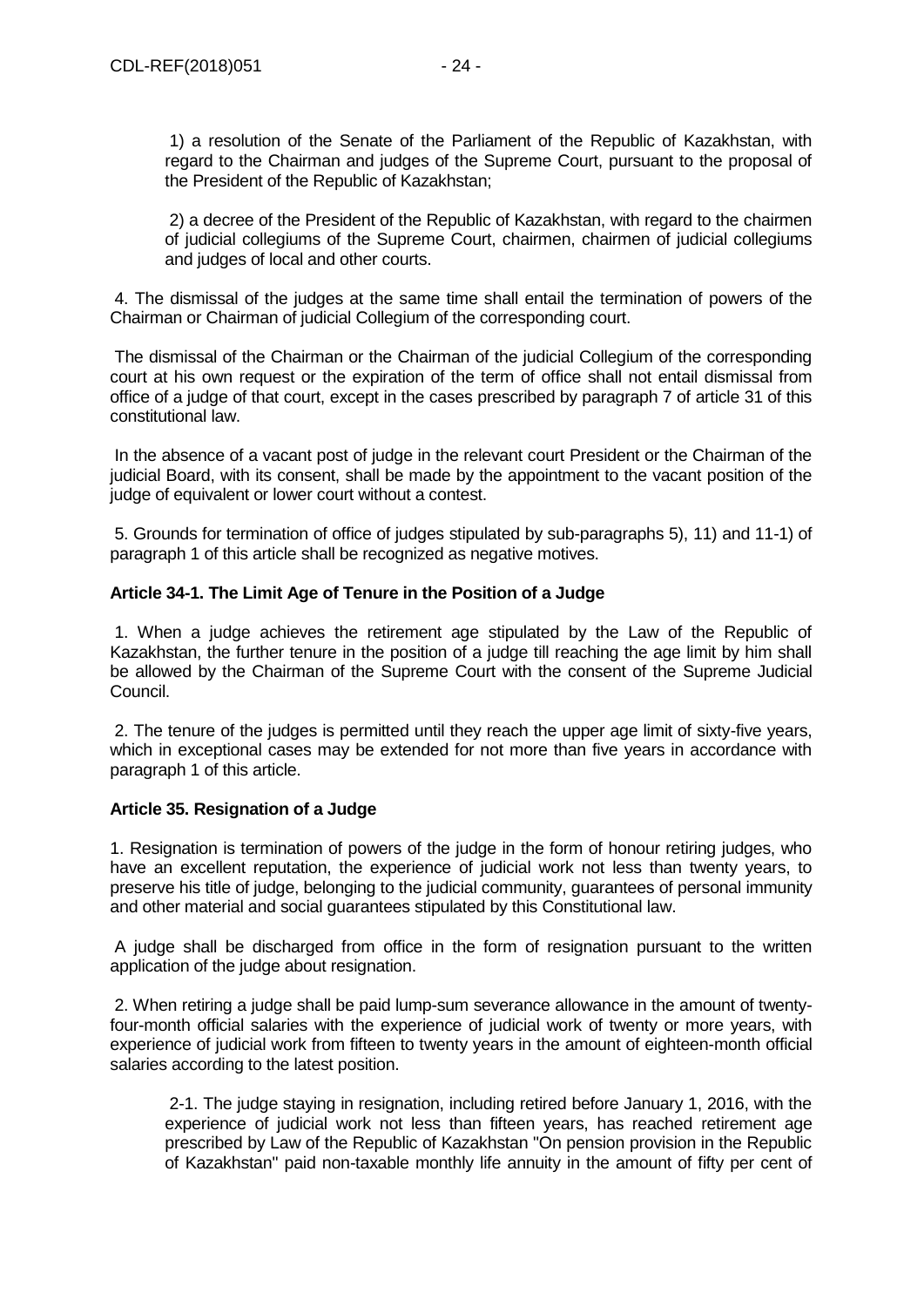1) a resolution of the Senate of the Parliament of the Republic of Kazakhstan, with regard to the Chairman and judges of the Supreme Court, pursuant to the proposal of the President of the Republic of Kazakhstan;

2) a decree of the President of the Republic of Kazakhstan, with regard to the chairmen of judicial collegiums of the Supreme Court, chairmen, chairmen of judicial collegiums and judges of local and other courts.

4. The dismissal of the judges at the same time shall entail the termination of powers of the Chairman or Chairman of judicial Collegium of the corresponding court.

The dismissal of the Chairman or the Chairman of the judicial Collegium of the corresponding court at his own request or the expiration of the term of office shall not entail dismissal from office of a judge of that court, except in the cases prescribed by paragraph 7 of article 31 of this constitutional law.

In the absence of a vacant post of judge in the relevant court President or the Chairman of the judicial Board, with its consent, shall be made by the appointment to the vacant position of the judge of equivalent or lower court without a contest.

5. Grounds for termination of office of judges stipulated by sub-paragraphs 5), 11) and 11-1) of paragraph 1 of this article shall be recognized as negative motives.

**Article 34-1. The Limit Age of Tenure in the Position of a Judge**

1. When a judge achieves the retirement age stipulated by the Law of the Republic of Kazakhstan, the further tenure in the position of a judge till reaching the age limit by him shall be allowed by the Chairman of the Supreme Court with the consent of the Supreme Judicial Council.

2. The tenure of the judges is permitted until they reach the upper age limit of sixty-five years, which in exceptional cases may be extended for not more than five years in accordance with paragraph 1 of this article.

**Article 35. Resignation of a Judge**

1. Resignation is termination of powers of the judge in the form of honour retiring judges, who have an excellent reputation, the experience of judicial work not less than twenty years, to preserve his title of judge, belonging to the judicial community, guarantees of personal immunity and other material and social guarantees stipulated by this Constitutional law.

A judge shall be discharged from office in the form of resignation pursuant to the written application of the judge about resignation.

2. When retiring a judge shall be paid lump-sum severance allowance in the amount of twenty-four-month official salaries with the experience of judicial work of twenty or more years, with experience of judicial work from fifteen to twenty years in the amount of eighteen-month official salaries according to the latest position.

2-1. The judge staying in resignation, including retired before January 1, 2016, with the experience of judicial work not less than fifteen years, has reached retirement age prescribed by Law of the Republic of Kazakhstan "On pension provision in the Republic of Kazakhstan" paid non-taxable monthly life annuity in the amount of fifty per cent of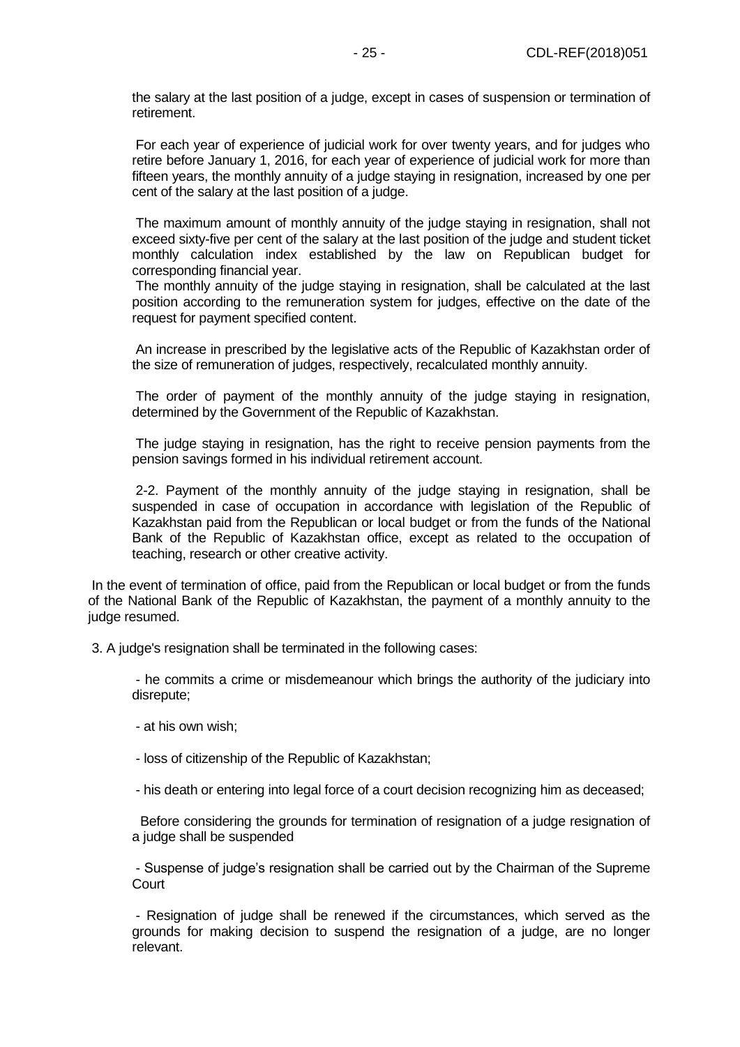the salary at the last position of a judge, except in cases of suspension or termination of retirement.

For each year of experience of judicial work for over twenty years, and for judges who retire before January 1, 2016, for each year of experience of judicial work for more than fifteen years, the monthly annuity of a judge staying in resignation, increased by one per cent of the salary at the last position of a judge.

The maximum amount of monthly annuity of the judge staying in resignation, shall not exceed sixty-five per cent of the salary at the last position of the judge and student ticket monthly calculation index established by the law on Republican budget for corresponding financial year.

The monthly annuity of the judge staying in resignation, shall be calculated at the last position according to the remuneration system for judges, effective on the date of the request for payment specified content.

An increase in prescribed by the legislative acts of the Republic of Kazakhstan order of the size of remuneration of judges, respectively, recalculated monthly annuity.

The order of payment of the monthly annuity of the judge staying in resignation, determined by the Government of the Republic of Kazakhstan.

The judge staying in resignation, has the right to receive pension payments from the pension savings formed in his individual retirement account.

2-2. Payment of the monthly annuity of the judge staying in resignation, shall be suspended in case of occupation in accordance with legislation of the Republic of Kazakhstan paid from the Republican or local budget or from the funds of the National Bank of the Republic of Kazakhstan office, except as related to the occupation of teaching, research or other creative activity.

In the event of termination of office, paid from the Republican or local budget or from the funds of the National Bank of the Republic of Kazakhstan, the payment of a monthly annuity to the judge resumed.

3. A judge's resignation shall be terminated in the following cases:

- he commits a crime or misdemeanour which brings the authority of the judiciary into disrepute;

- at his own wish;

- loss of citizenship of the Republic of Kazakhstan;

- his death or entering into legal force of a court decision recognizing him as deceased;

Before considering the grounds for termination of resignation of a judge resignation of a judge shall be suspended

- Suspense of judge's resignation shall be carried out by the Chairman of the Supreme Court

- Resignation of judge shall be renewed if the circumstances, which served as the grounds for making decision to suspend the resignation of a judge, are no longer relevant.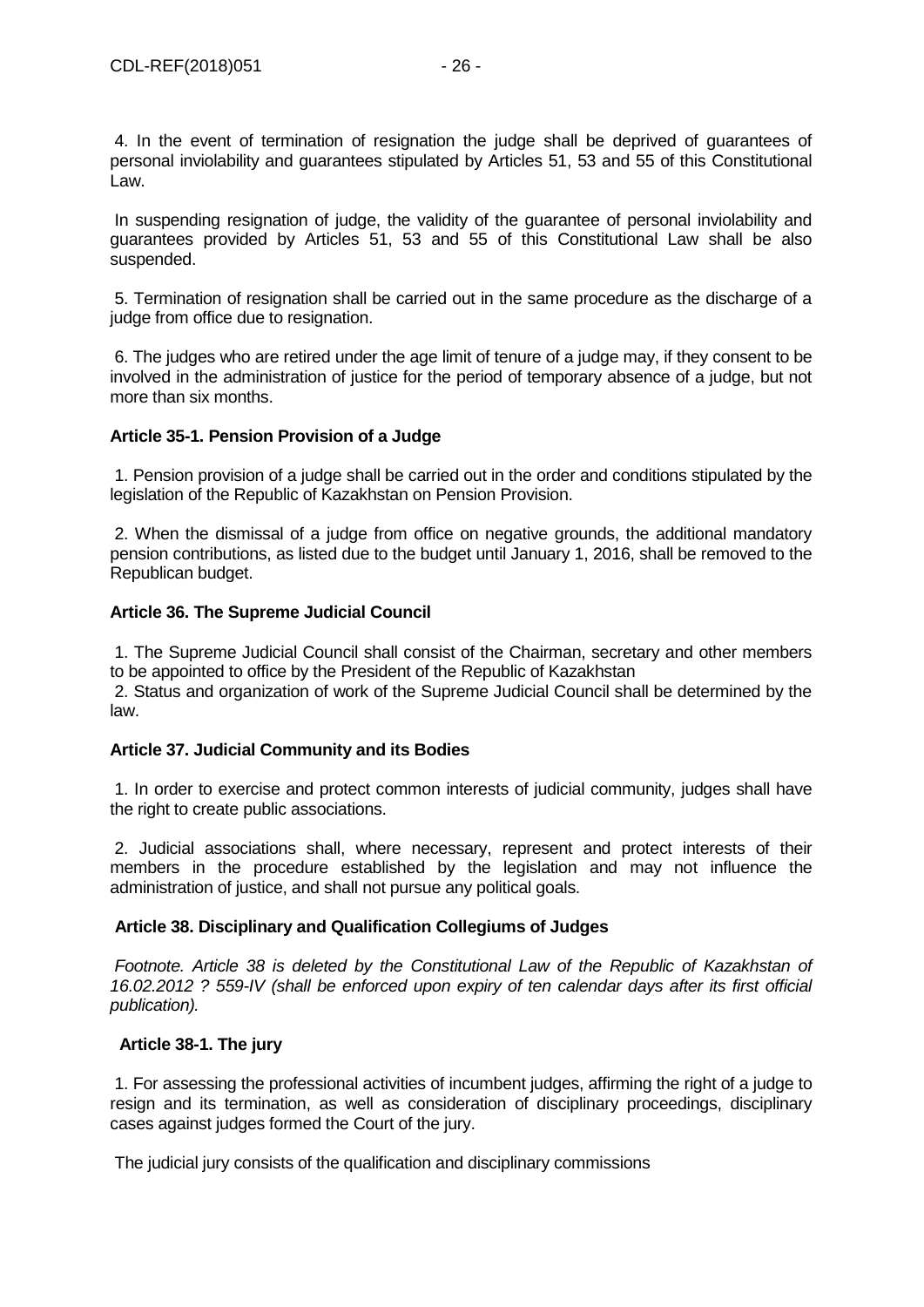4. In the event of termination of resignation the judge shall be deprived of guarantees of personal inviolability and guarantees stipulated by Articles 51, 53 and 55 of this Constitutional Law.

In suspending resignation of judge, the validity of the guarantee of personal inviolability and guarantees provided by Articles 51, 53 and 55 of this Constitutional Law shall be also suspended.

5. Termination of resignation shall be carried out in the same procedure as the discharge of a judge from office due to resignation.

6. The judges who are retired under the age limit of tenure of a judge may, if they consent to be involved in the administration of justice for the period of temporary absence of a judge, but not more than six months.

**Article 35-1. Pension Provision of a Judge**

1. Pension provision of a judge shall be carried out in the order and conditions stipulated by the legislation of the Republic of Kazakhstan on Pension Provision.

2. When the dismissal of a judge from office on negative grounds, the additional mandatory pension contributions, as listed due to the budget until January 1, 2016, shall be removed to the Republican budget.

**Article 36. The Supreme Judicial Council**

1. The Supreme Judicial Council shall consist of the Chairman, secretary and other members to be appointed to office by the President of the Republic of Kazakhstan

2. Status and organization of work of the Supreme Judicial Council shall be determined by the law.

**Article 37. Judicial Community and its Bodies**

1. In order to exercise and protect common interests of judicial community, judges shall have the right to create public associations.

2. Judicial associations shall, where necessary, represent and protect interests of their members in the procedure established by the legislation and may not influence the administration of justice, and shall not pursue any political goals.

**Article 38. Disciplinary and Qualification Collegiums of Judges**

*Footnote. Article 38 is deleted by the Constitutional Law of the Republic of Kazakhstan of 16.02.2012 ? 559-IV (shall be enforced upon expiry of ten calendar days after its first official publication).*

**Article 38-1. The jury**

1. For assessing the professional activities of incumbent judges, affirming the right of a judge to resign and its termination, as well as consideration of disciplinary proceedings, disciplinary cases against judges formed the Court of the jury.

The judicial jury consists of the qualification and disciplinary commissions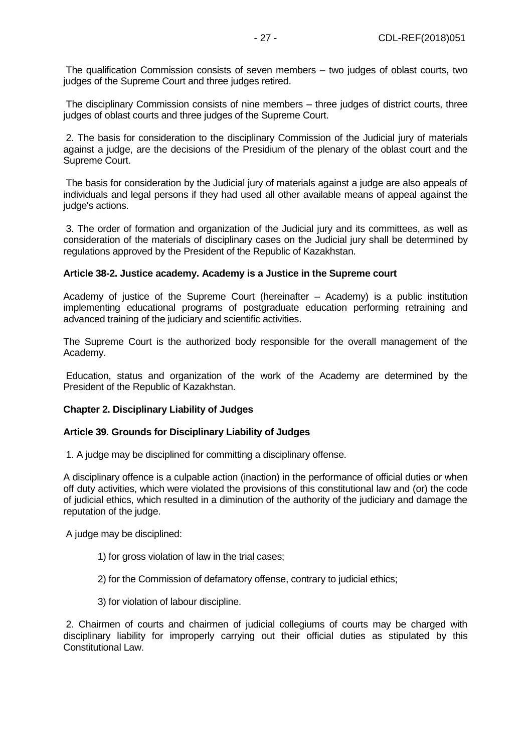The qualification Commission consists of seven members – two judges of oblast courts, two judges of the Supreme Court and three judges retired.

The disciplinary Commission consists of nine members – three judges of district courts, three judges of oblast courts and three judges of the Supreme Court.

2. The basis for consideration to the disciplinary Commission of the Judicial jury of materials against a judge, are the decisions of the Presidium of the plenary of the oblast court and the Supreme Court.

The basis for consideration by the Judicial jury of materials against a judge are also appeals of individuals and legal persons if they had used all other available means of appeal against the judge's actions.

3. The order of formation and organization of the Judicial jury and its committees, as well as consideration of the materials of disciplinary cases on the Judicial jury shall be determined by regulations approved by the President of the Republic of Kazakhstan.

**Article 38-2. Justice academy. Academy is a Justice in the Supreme court**

Academy of justice of the Supreme Court (hereinafter – Academy) is a public institution implementing educational programs of postgraduate education performing retraining and advanced training of the judiciary and scientific activities.

The Supreme Court is the authorized body responsible for the overall management of the Academy.

Education, status and organization of the work of the Academy are determined by the President of the Republic of Kazakhstan.

**Chapter 2. Disciplinary Liability of Judges**

**Article 39. Grounds for Disciplinary Liability of Judges**

1. A judge may be disciplined for committing a disciplinary offense.

A disciplinary offence is a culpable action (inaction) in the performance of official duties or when off duty activities, which were violated the provisions of this constitutional law and (or) the code of judicial ethics, which resulted in a diminution of the authority of the judiciary and damage the reputation of the judge.

A judge may be disciplined:

1) for gross violation of law in the trial cases;

2) for the Commission of defamatory offense, contrary to judicial ethics;

3) for violation of labour discipline.

2. Chairmen of courts and chairmen of judicial collegiums of courts may be charged with disciplinary liability for improperly carrying out their official duties as stipulated by this Constitutional Law.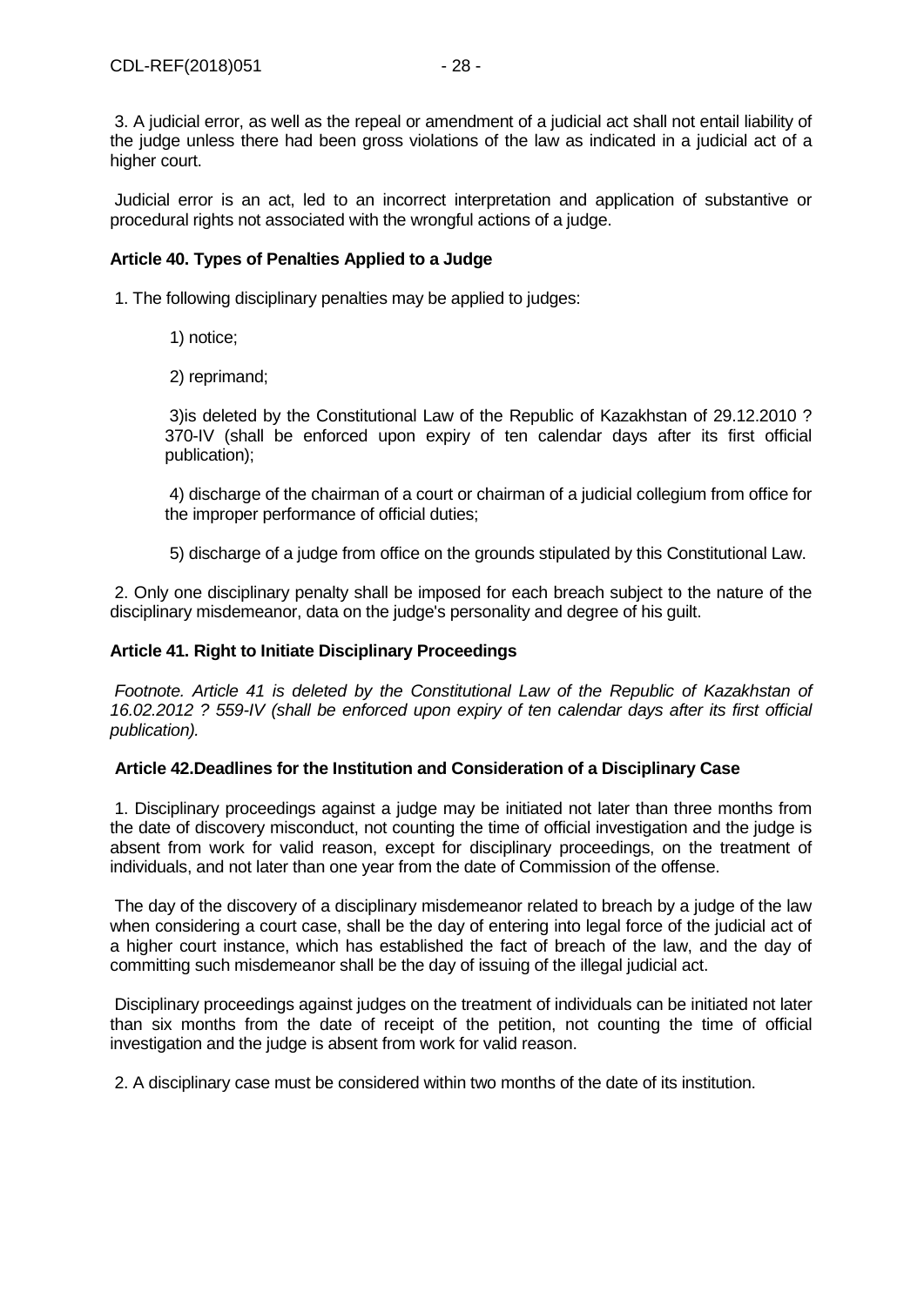3. A judicial error, as well as the repeal or amendment of a judicial act shall not entail liability of the judge unless there had been gross violations of the law as indicated in a judicial act of a higher court.

Judicial error is an act, led to an incorrect interpretation and application of substantive or procedural rights not associated with the wrongful actions of a judge.

**Article 40. Types of Penalties Applied to a Judge**

1. The following disciplinary penalties may be applied to judges:

1) notice;

2) reprimand;

3)is deleted by the Constitutional Law of the Republic of Kazakhstan of 29.12.2010 ? 370-IV (shall be enforced upon expiry of ten calendar days after its first official publication);

4) discharge of the chairman of a court or chairman of a judicial collegium from office for the improper performance of official duties;

5) discharge of a judge from office on the grounds stipulated by this Constitutional Law.

2. Only one disciplinary penalty shall be imposed for each breach subject to the nature of the disciplinary misdemeanor, data on the judge's personality and degree of his guilt.

**Article 41. Right to Initiate Disciplinary Proceedings**

*Footnote. Article 41 is deleted by the Constitutional Law of the Republic of Kazakhstan of 16.02.2012 ? 559-IV (shall be enforced upon expiry of ten calendar days after its first official publication).*

**Article 42.Deadlines for the Institution and Consideration of a Disciplinary Case**

1. Disciplinary proceedings against a judge may be initiated not later than three months from the date of discovery misconduct, not counting the time of official investigation and the judge is absent from work for valid reason, except for disciplinary proceedings, on the treatment of individuals, and not later than one year from the date of Commission of the offense.

The day of the discovery of a disciplinary misdemeanor related to breach by a judge of the law when considering a court case, shall be the day of entering into legal force of the judicial act of a higher court instance, which has established the fact of breach of the law, and the day of committing such misdemeanor shall be the day of issuing of the illegal judicial act.

Disciplinary proceedings against judges on the treatment of individuals can be initiated not later than six months from the date of receipt of the petition, not counting the time of official investigation and the judge is absent from work for valid reason.

2. A disciplinary case must be considered within two months of the date of its institution.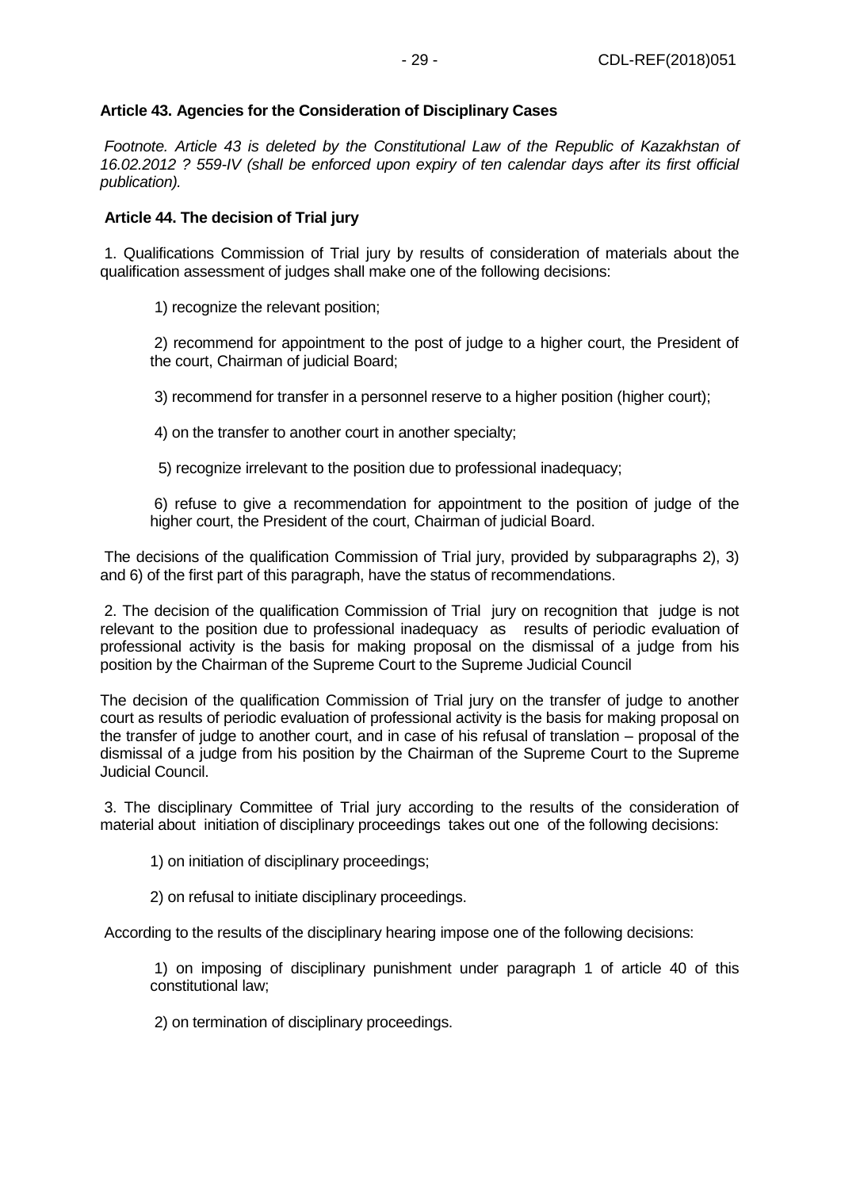**Article 43. Agencies for the Consideration of Disciplinary Cases**

*Footnote. Article 43 is deleted by the Constitutional Law of the Republic of Kazakhstan of 16.02.2012 ? 559-IV (shall be enforced upon expiry of ten calendar days after its first official publication).*

**Article 44. The decision of Trial jury**

1. Qualifications Commission of Trial jury by results of consideration of materials about the qualification assessment of judges shall make one of the following decisions:

1) recognize the relevant position;

2) recommend for appointment to the post of judge to a higher court, the President of the court, Chairman of judicial Board;

3) recommend for transfer in a personnel reserve to a higher position (higher court);

4) on the transfer to another court in another specialty;

5) recognize irrelevant to the position due to professional inadequacy;

6) refuse to give a recommendation for appointment to the position of judge of the higher court, the President of the court, Chairman of judicial Board.

The decisions of the qualification Commission of Trial jury, provided by subparagraphs 2), 3) and 6) of the first part of this paragraph, have the status of recommendations.

2. The decision of the qualification Commission of Trial jury on recognition that judge is not relevant to the position due to professional inadequacy as results of periodic evaluation of professional activity is the basis for making proposal on the dismissal of a judge from his position by the Chairman of the Supreme Court to the Supreme Judicial Council

The decision of the qualification Commission of Trial jury on the transfer of judge to another court as results of periodic evaluation of professional activity is the basis for making proposal on the transfer of judge to another court, and in case of his refusal of translation – proposal of the dismissal of a judge from his position by the Chairman of the Supreme Court to the Supreme Judicial Council.

3. The disciplinary Committee of Trial jury according to the results of the consideration of material about initiation of disciplinary proceedings takes out one of the following decisions:

1) on initiation of disciplinary proceedings;

2) on refusal to initiate disciplinary proceedings.

According to the results of the disciplinary hearing impose one of the following decisions:

1) on imposing of disciplinary punishment under paragraph 1 of article 40 of this constitutional law;

2) on termination of disciplinary proceedings.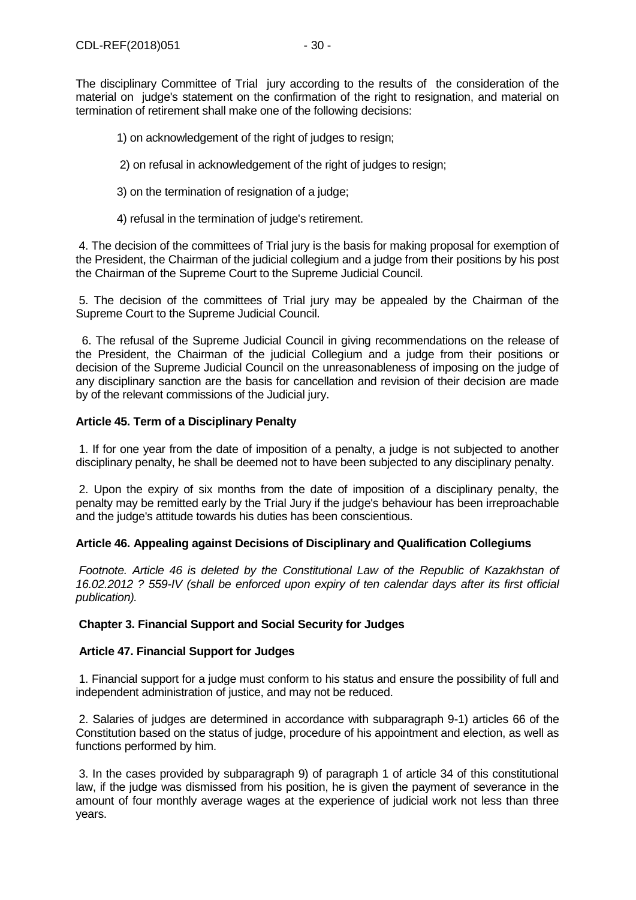The disciplinary Committee of Trial jury according to the results of the consideration of the material on judge's statement on the confirmation of the right to resignation, and material on termination of retirement shall make one of the following decisions:

1) on acknowledgement of the right of judges to resign;

2) on refusal in acknowledgement of the right of judges to resign;

3) on the termination of resignation of a judge;

4) refusal in the termination of judge's retirement.

4. The decision of the committees of Trial jury is the basis for making proposal for exemption of the President, the Chairman of the judicial collegium and a judge from their positions by his post the Chairman of the Supreme Court to the Supreme Judicial Council.

5. The decision of the committees of Trial jury may be appealed by the Chairman of the Supreme Court to the Supreme Judicial Council.

6. The refusal of the Supreme Judicial Council in giving recommendations on the release of the President, the Chairman of the judicial Collegium and a judge from their positions or decision of the Supreme Judicial Council on the unreasonableness of imposing on the judge of any disciplinary sanction are the basis for cancellation and revision of their decision are made by of the relevant commissions of the Judicial jury.

**Article 45. Term of a Disciplinary Penalty**

1. If for one year from the date of imposition of a penalty, a judge is not subjected to another disciplinary penalty, he shall be deemed not to have been subjected to any disciplinary penalty.

2. Upon the expiry of six months from the date of imposition of a disciplinary penalty, the penalty may be remitted early by the Trial Jury if the judge's behaviour has been irreproachable and the judge's attitude towards his duties has been conscientious.

**Article 46. Appealing against Decisions of Disciplinary and Qualification Collegiums**

*Footnote. Article 46 is deleted by the Constitutional Law of the Republic of Kazakhstan of 16.02.2012 ? 559-IV (shall be enforced upon expiry of ten calendar days after its first official publication).*

**Chapter 3. Financial Support and Social Security for Judges**

**Article 47. Financial Support for Judges**

1. Financial support for a judge must conform to his status and ensure the possibility of full and independent administration of justice, and may not be reduced.

2. Salaries of judges are determined in accordance with subparagraph 9-1) articles 66 of the Constitution based on the status of judge, procedure of his appointment and election, as well as functions performed by him.

3. In the cases provided by subparagraph 9) of paragraph 1 of article 34 of this constitutional law, if the judge was dismissed from his position, he is given the payment of severance in the amount of four monthly average wages at the experience of judicial work not less than three years.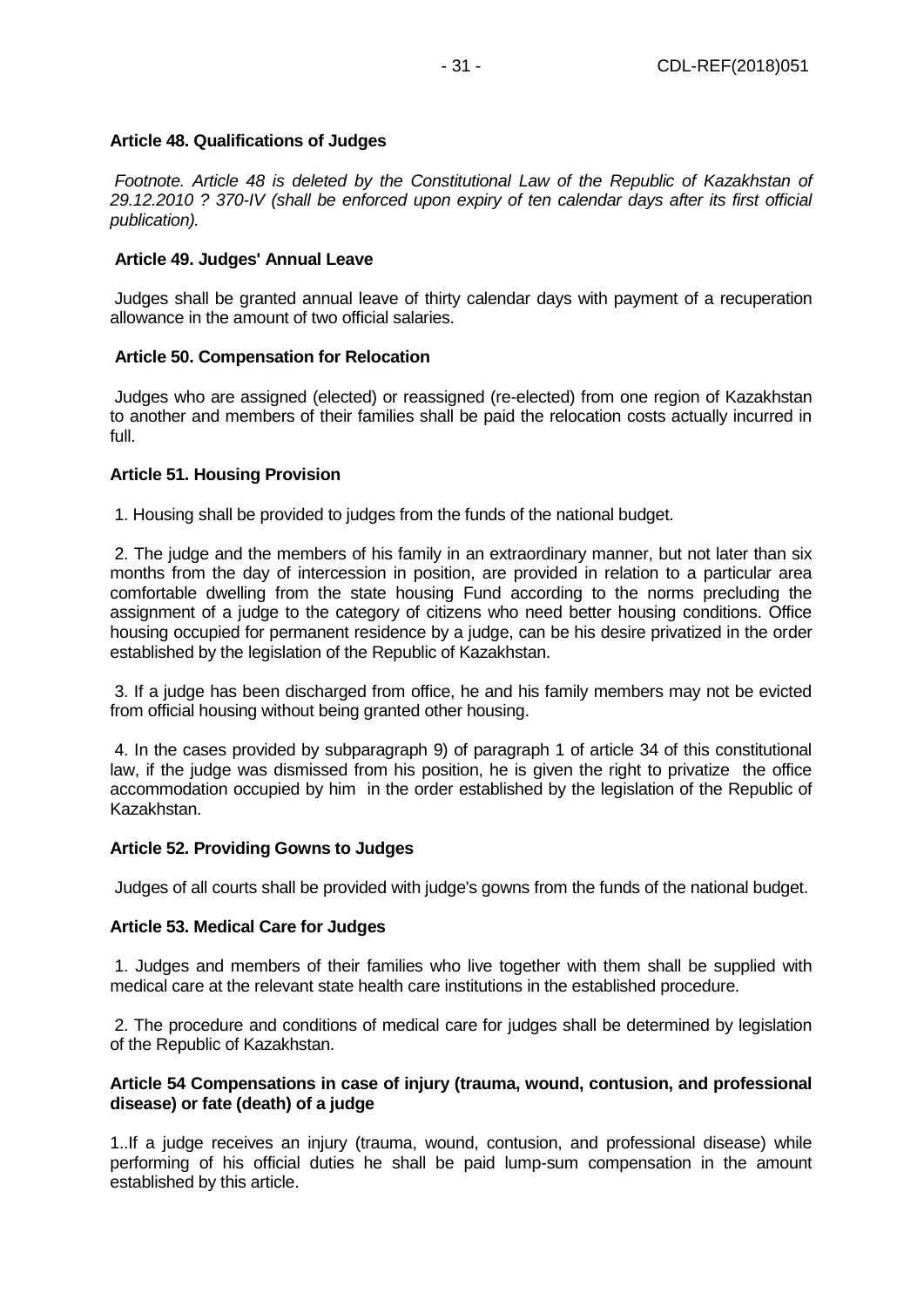**Article 48. Qualifications of Judges**

*Footnote. Article 48 is deleted by the Constitutional Law of the Republic of Kazakhstan of 29.12.2010 ? 370-IV (shall be enforced upon expiry of ten calendar days after its first official publication).*

**Article 49. Judges' Annual Leave**

Judges shall be granted annual leave of thirty calendar days with payment of a recuperation allowance in the amount of two official salaries.

**Article 50. Compensation for Relocation**

Judges who are assigned (elected) or reassigned (re-elected) from one region of Kazakhstan to another and members of their families shall be paid the relocation costs actually incurred in full.

**Article 51. Housing Provision**

1. Housing shall be provided to judges from the funds of the national budget.

2. The judge and the members of his family in an extraordinary manner, but not later than six months from the day of intercession in position, are provided in relation to a particular area comfortable dwelling from the state housing Fund according to the norms precluding the assignment of a judge to the category of citizens who need better housing conditions. Office housing occupied for permanent residence by a judge, can be his desire privatized in the order established by the legislation of the Republic of Kazakhstan.

3. If a judge has been discharged from office, he and his family members may not be evicted from official housing without being granted other housing.

4. In the cases provided by subparagraph 9) of paragraph 1 of article 34 of this constitutional law, if the judge was dismissed from his position, he is given the right to privatize the office accommodation occupied by him in the order established by the legislation of the Republic of Kazakhstan.

**Article 52. Providing Gowns to Judges**

Judges of all courts shall be provided with judge's gowns from the funds of the national budget.

**Article 53. Medical Care for Judges**

1. Judges and members of their families who live together with them shall be supplied with medical care at the relevant state health care institutions in the established procedure.

2. The procedure and conditions of medical care for judges shall be determined by legislation of the Republic of Kazakhstan.

**Article 54 Compensations in case of injury (trauma, wound, contusion, and professional disease) or fate (death) of a judge**

1..If a judge receives an injury (trauma, wound, contusion, and professional disease) while performing of his official duties he shall be paid lump-sum compensation in the amount established by this article.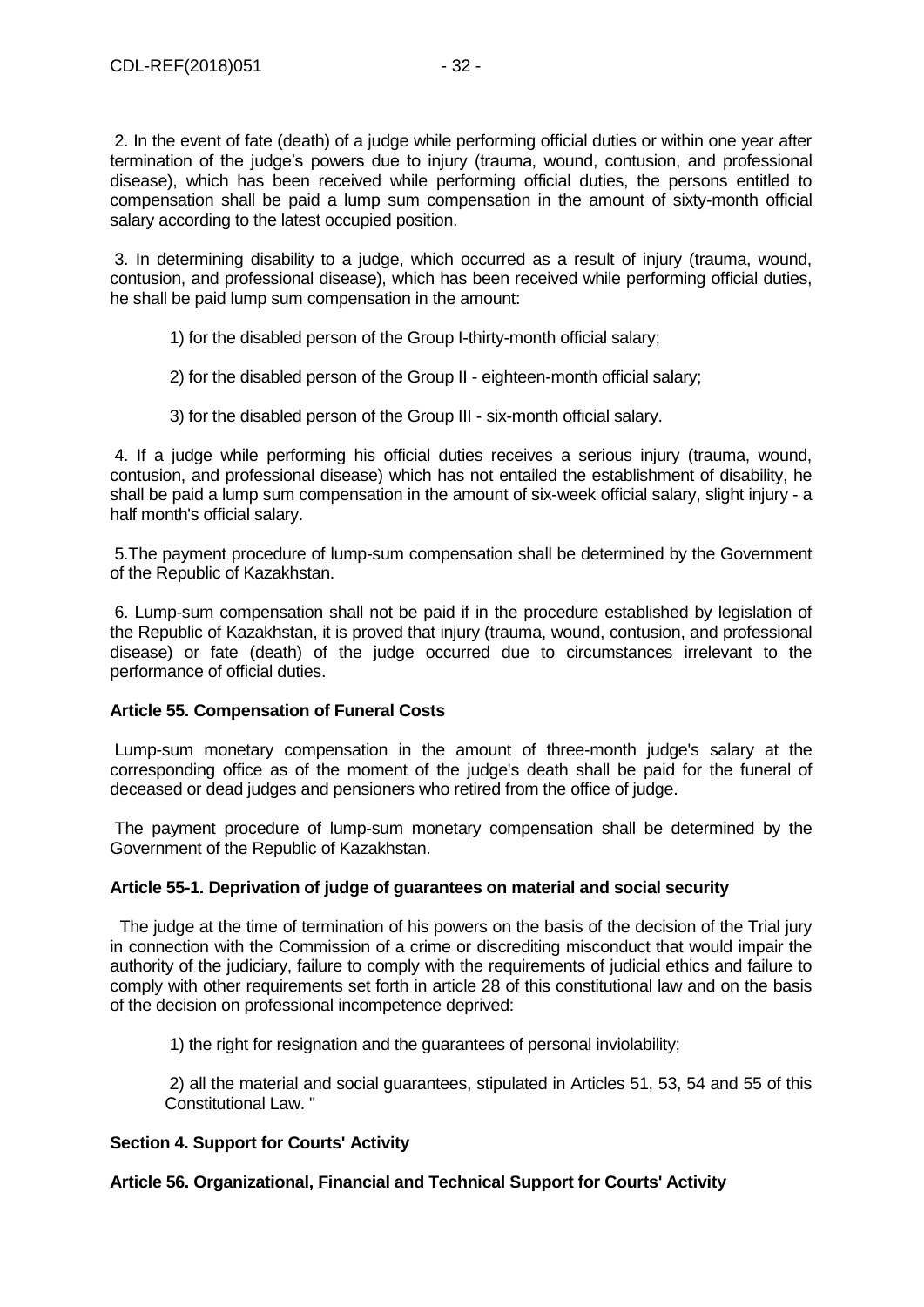2. In the event of fate (death) of a judge while performing official duties or within one year after termination of the judge's powers due to injury (trauma, wound, contusion, and professional disease), which has been received while performing official duties, the persons entitled to compensation shall be paid a lump sum compensation in the amount of sixty-month official salary according to the latest occupied position.

3. In determining disability to a judge, which occurred as a result of injury (trauma, wound, contusion, and professional disease), which has been received while performing official duties, he shall be paid lump sum compensation in the amount:

1) for the disabled person of the Group I-thirty-month official salary;

2) for the disabled person of the Group II - eighteen-month official salary;

3) for the disabled person of the Group III - six-month official salary.

4. If a judge while performing his official duties receives a serious injury (trauma, wound, contusion, and professional disease) which has not entailed the establishment of disability, he shall be paid a lump sum compensation in the amount of six-week official salary, slight injury - a half month's official salary.

5.The payment procedure of lump-sum compensation shall be determined by the Government of the Republic of Kazakhstan.

6. Lump-sum compensation shall not be paid if in the procedure established by legislation of the Republic of Kazakhstan, it is proved that injury (trauma, wound, contusion, and professional disease) or fate (death) of the judge occurred due to circumstances irrelevant to the performance of official duties.

**Article 55. Compensation of Funeral Costs**

Lump-sum monetary compensation in the amount of three-month judge's salary at the corresponding office as of the moment of the judge's death shall be paid for the funeral of deceased or dead judges and pensioners who retired from the office of judge.

The payment procedure of lump-sum monetary compensation shall be determined by the Government of the Republic of Kazakhstan.

**Article 55-1. Deprivation of judge of guarantees on material and social security**

The judge at the time of termination of his powers on the basis of the decision of the Trial jury in connection with the Commission of a crime or discrediting misconduct that would impair the authority of the judiciary, failure to comply with the requirements of judicial ethics and failure to comply with other requirements set forth in article 28 of this constitutional law and on the basis of the decision on professional incompetence deprived:

1) the right for resignation and the guarantees of personal inviolability;

2) all the material and social guarantees, stipulated in Articles 51, 53, 54 and 55 of this Constitutional Law. "

**Section 4. Support for Courts' Activity**

**Article 56. Organizational, Financial and Technical Support for Courts' Activity**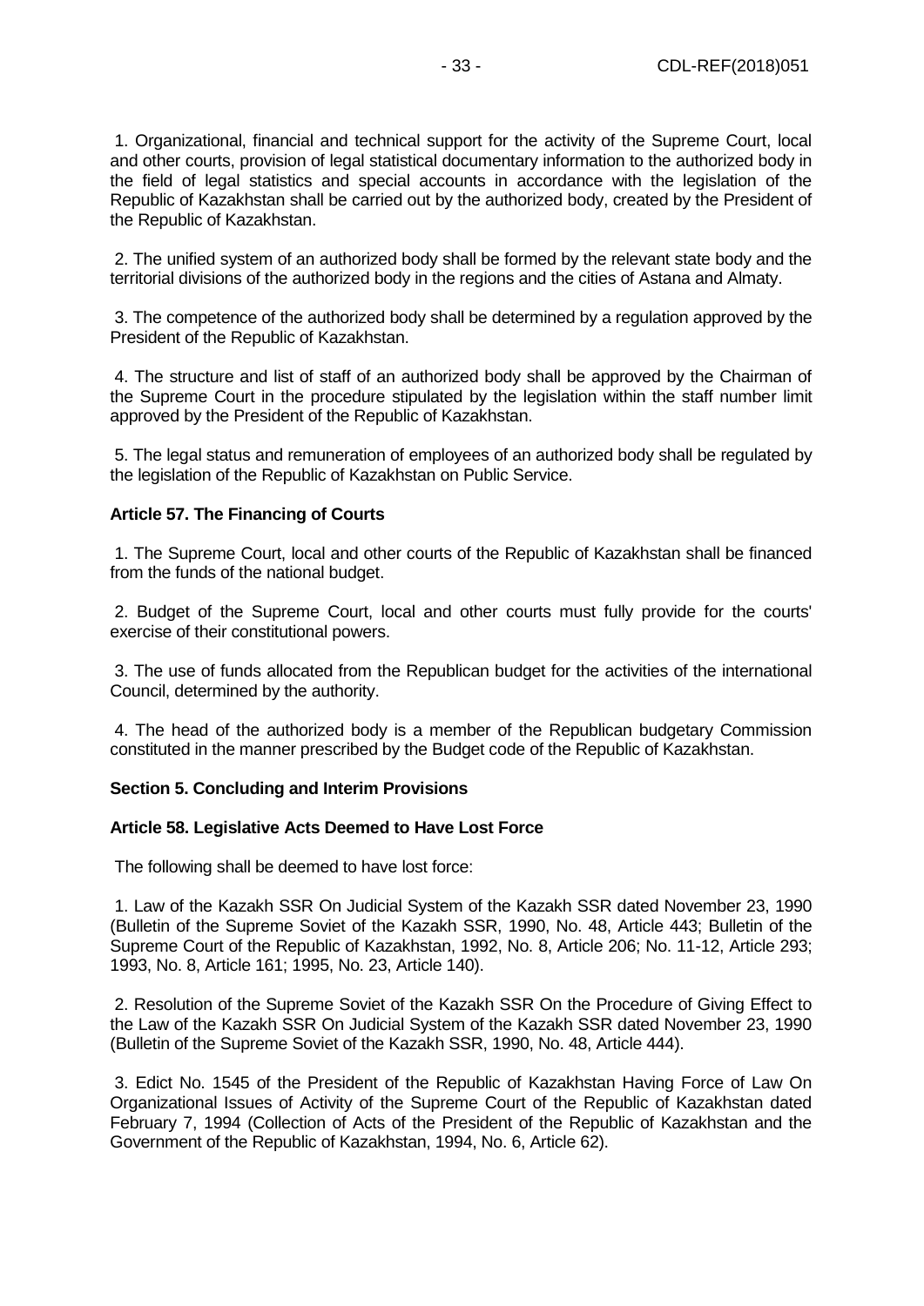1. Organizational, financial and technical support for the activity of the Supreme Court, local and other courts, provision of legal statistical documentary information to the authorized body in the field of legal statistics and special accounts in accordance with the legislation of the Republic of Kazakhstan shall be carried out by the authorized body, created by the President of the Republic of Kazakhstan.

2. The unified system of an authorized body shall be formed by the relevant state body and the territorial divisions of the authorized body in the regions and the cities of Astana and Almaty.

3. The competence of the authorized body shall be determined by a regulation approved by the President of the Republic of Kazakhstan.

4. The structure and list of staff of an authorized body shall be approved by the Chairman of the Supreme Court in the procedure stipulated by the legislation within the staff number limit approved by the President of the Republic of Kazakhstan.

5. The legal status and remuneration of employees of an authorized body shall be regulated by the legislation of the Republic of Kazakhstan on Public Service.

**Article 57. The Financing of Courts**

1. The Supreme Court, local and other courts of the Republic of Kazakhstan shall be financed from the funds of the national budget.

2. Budget of the Supreme Court, local and other courts must fully provide for the courts' exercise of their constitutional powers.

3. The use of funds allocated from the Republican budget for the activities of the international Council, determined by the authority.

4. The head of the authorized body is a member of the Republican budgetary Commission constituted in the manner prescribed by the Budget code of the Republic of Kazakhstan.

**Section 5. Concluding and Interim Provisions**

**Article 58. Legislative Acts Deemed to Have Lost Force**

The following shall be deemed to have lost force:

1. Law of the Kazakh SSR On Judicial System of the Kazakh SSR dated November 23, 1990 (Bulletin of the Supreme Soviet of the Kazakh SSR, 1990, No. 48, Article 443; Bulletin of the Supreme Court of the Republic of Kazakhstan, 1992, No. 8, Article 206; No. 11-12, Article 293; 1993, No. 8, Article 161; 1995, No. 23, Article 140).

2. Resolution of the Supreme Soviet of the Kazakh SSR On the Procedure of Giving Effect to the Law of the Kazakh SSR On Judicial System of the Kazakh SSR dated November 23, 1990 (Bulletin of the Supreme Soviet of the Kazakh SSR, 1990, No. 48, Article 444).

3. Edict No. 1545 of the President of the Republic of Kazakhstan Having Force of Law On Organizational Issues of Activity of the Supreme Court of the Republic of Kazakhstan dated February 7, 1994 (Collection of Acts of the President of the Republic of Kazakhstan and the Government of the Republic of Kazakhstan, 1994, No. 6, Article 62).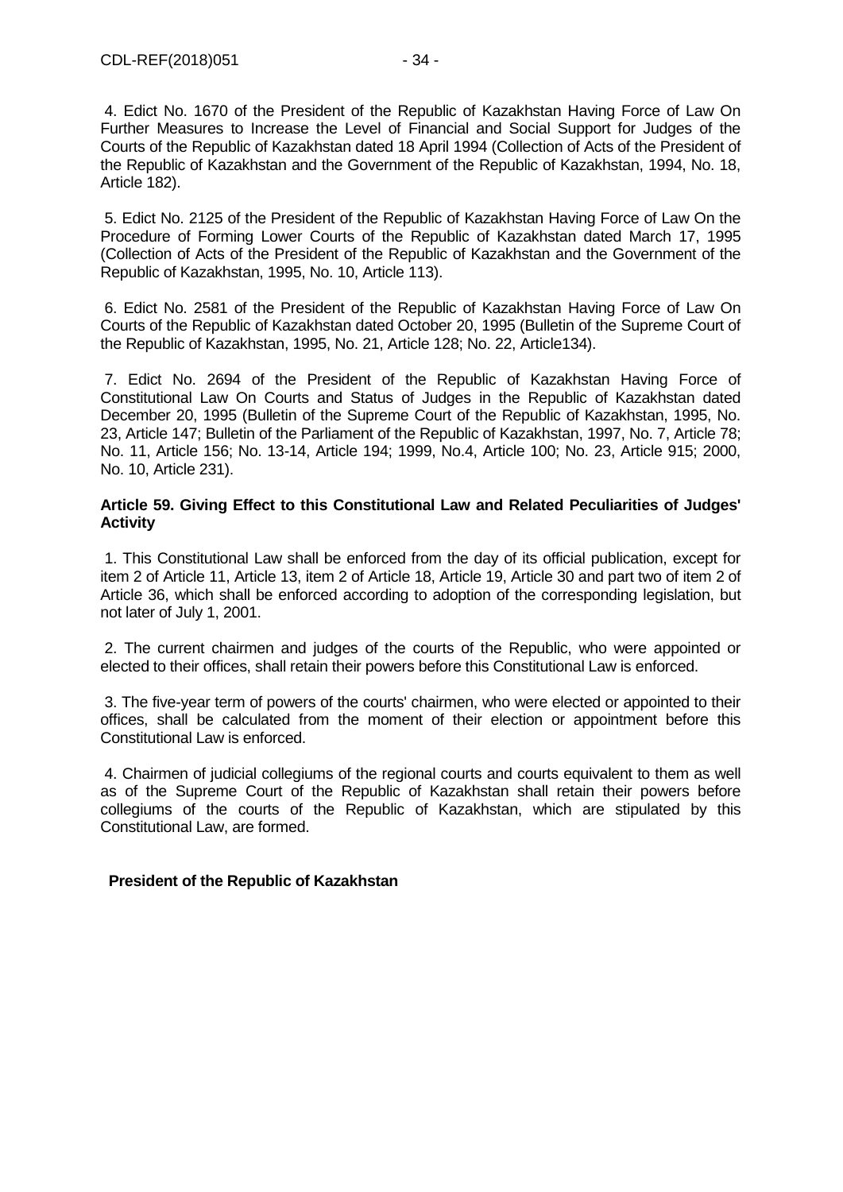4. Edict No. 1670 of the President of the Republic of Kazakhstan Having Force of Law On Further Measures to Increase the Level of Financial and Social Support for Judges of the Courts of the Republic of Kazakhstan dated 18 April 1994 (Collection of Acts of the President of the Republic of Kazakhstan and the Government of the Republic of Kazakhstan, 1994, No. 18, Article 182).

5. Edict No. 2125 of the President of the Republic of Kazakhstan Having Force of Law On the Procedure of Forming Lower Courts of the Republic of Kazakhstan dated March 17, 1995 (Collection of Acts of the President of the Republic of Kazakhstan and the Government of the Republic of Kazakhstan, 1995, No. 10, Article 113).

6. Edict No. 2581 of the President of the Republic of Kazakhstan Having Force of Law On Courts of the Republic of Kazakhstan dated October 20, 1995 (Bulletin of the Supreme Court of the Republic of Kazakhstan, 1995, No. 21, Article 128; No. 22, Article134).

7. Edict No. 2694 of the President of the Republic of Kazakhstan Having Force of Constitutional Law On Courts and Status of Judges in the Republic of Kazakhstan dated December 20, 1995 (Bulletin of the Supreme Court of the Republic of Kazakhstan, 1995, No. 23, Article 147; Bulletin of the Parliament of the Republic of Kazakhstan, 1997, No. 7, Article 78; No. 11, Article 156; No. 13-14, Article 194; 1999, No.4, Article 100; No. 23, Article 915; 2000, No. 10, Article 231).

**Article 59. Giving Effect to this Constitutional Law and Related Peculiarities of Judges' Activity**

1. This Constitutional Law shall be enforced from the day of its official publication, except for item 2 of Article 11, Article 13, item 2 of Article 18, Article 19, Article 30 and part two of item 2 of Article 36, which shall be enforced according to adoption of the corresponding legislation, but not later of July 1, 2001.

2. The current chairmen and judges of the courts of the Republic, who were appointed or elected to their offices, shall retain their powers before this Constitutional Law is enforced.

3. The five-year term of powers of the courts' chairmen, who were elected or appointed to their offices, shall be calculated from the moment of their election or appointment before this Constitutional Law is enforced.

4. Chairmen of judicial collegiums of the regional courts and courts equivalent to them as well as of the Supreme Court of the Republic of Kazakhstan shall retain their powers before collegiums of the courts of the Republic of Kazakhstan, which are stipulated by this Constitutional Law, are formed.

**President of the Republic of Kazakhstan**